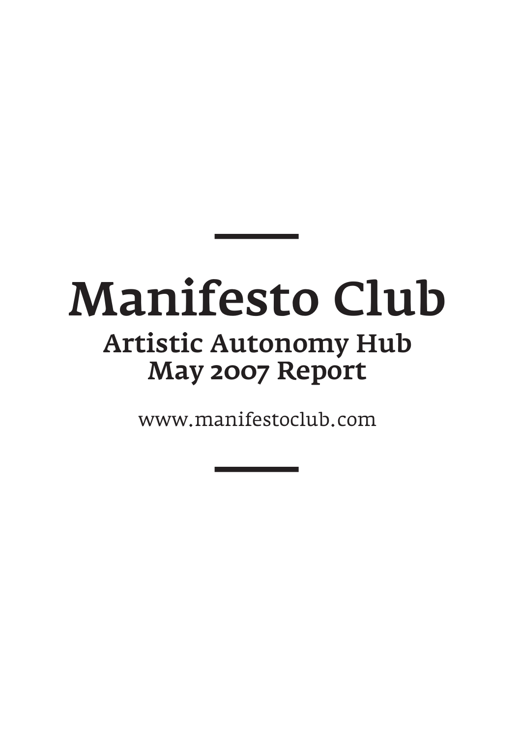# Manifesto Club

## Artistic Autonomy Hub
## May 2007 Report

www.manifestoclub.com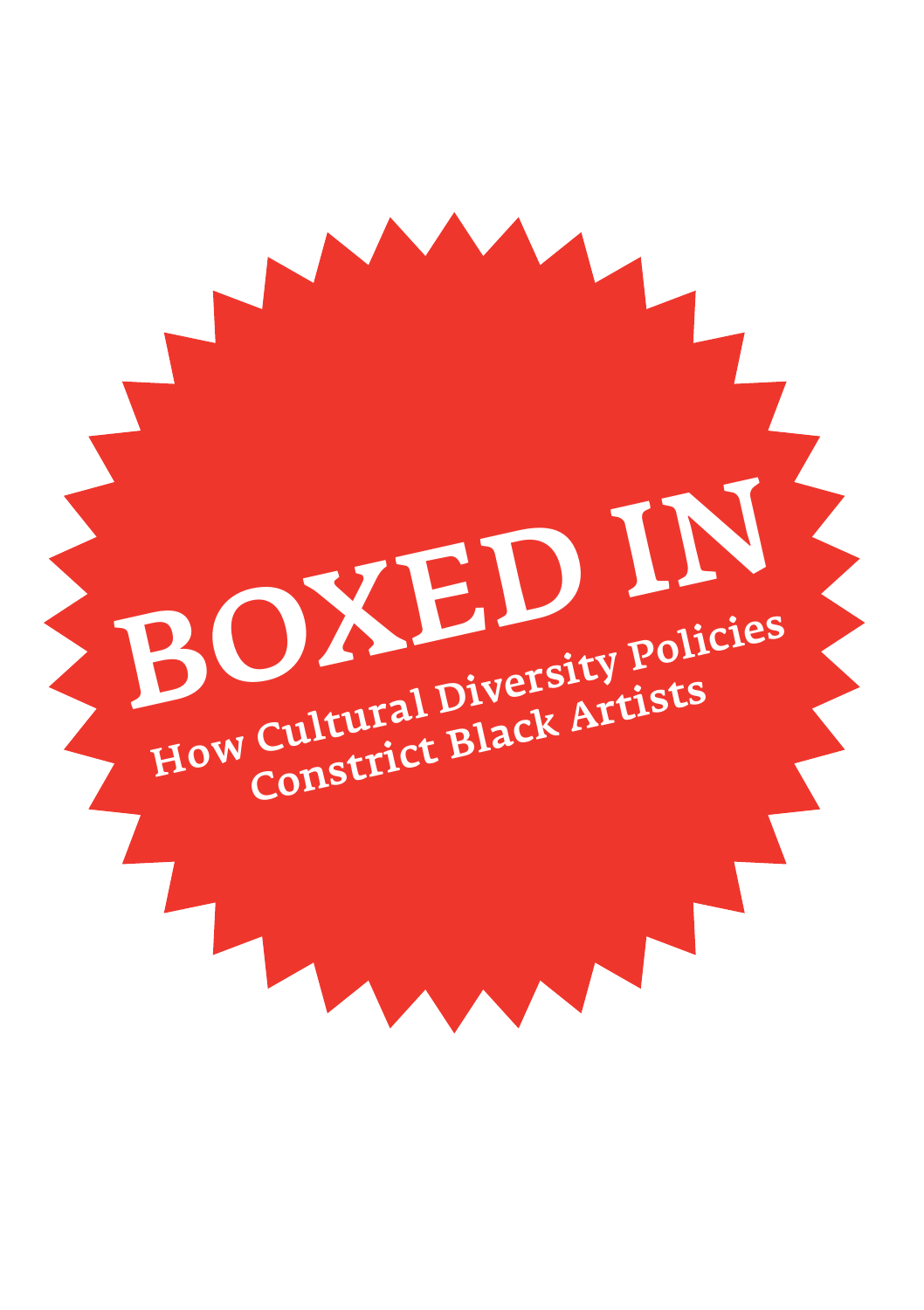# BOXED IN

## How Cultural Diversity Policies Constrict Black Artists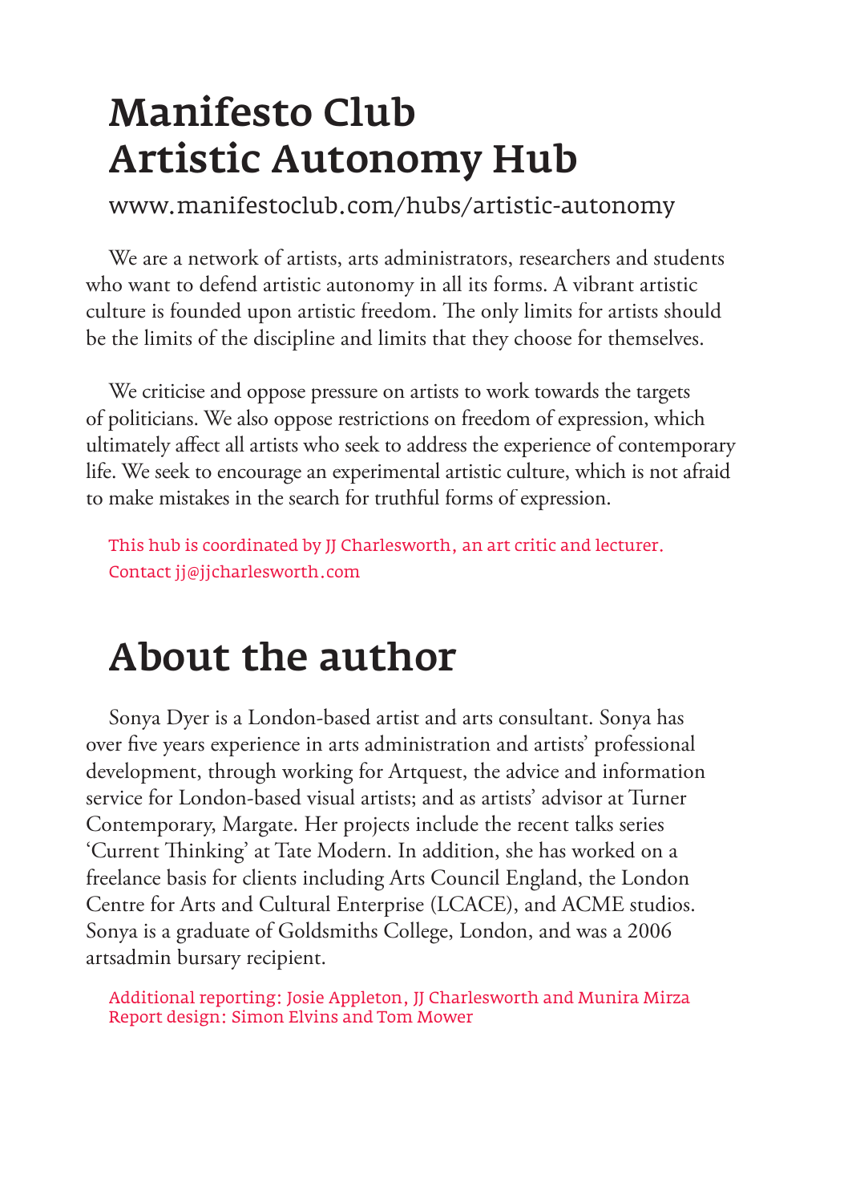# Manifesto Club Artistic Autonomy Hub

www.manifestoclub.com/hubs/artistic-autonomy

We are a network of artists, arts administrators, researchers and students who want to defend artistic autonomy in all its forms. A vibrant artistic culture is founded upon artistic freedom. The only limits for artists should be the limits of the discipline and limits that they choose for themselves.

We criticise and oppose pressure on artists to work towards the targets of politicians. We also oppose restrictions on freedom of expression, which ultimately affect all artists who seek to address the experience of contemporary life. We seek to encourage an experimental artistic culture, which is not afraid to make mistakes in the search for truthful forms of expression.

This hub is coordinated by JJ Charlesworth, an art critic and lecturer.
Contact jj@jjcharlesworth.com

# About the author

Sonya Dyer is a London-based artist and arts consultant. Sonya has over five years experience in arts administration and artists' professional development, through working for Artquest, the advice and information service for London-based visual artists; and as artists' advisor at Turner Contemporary, Margate. Her projects include the recent talks series 'Current Thinking' at Tate Modern. In addition, she has worked on a freelance basis for clients including Arts Council England, the London Centre for Arts and Cultural Enterprise (LCACE), and ACME studios. Sonya is a graduate of Goldsmiths College, London, and was a 2006 artsadmin bursary recipient.

Additional reporting: Josie Appleton, JJ Charlesworth and Munira Mirza
Report design: Simon Elvins and Tom Mower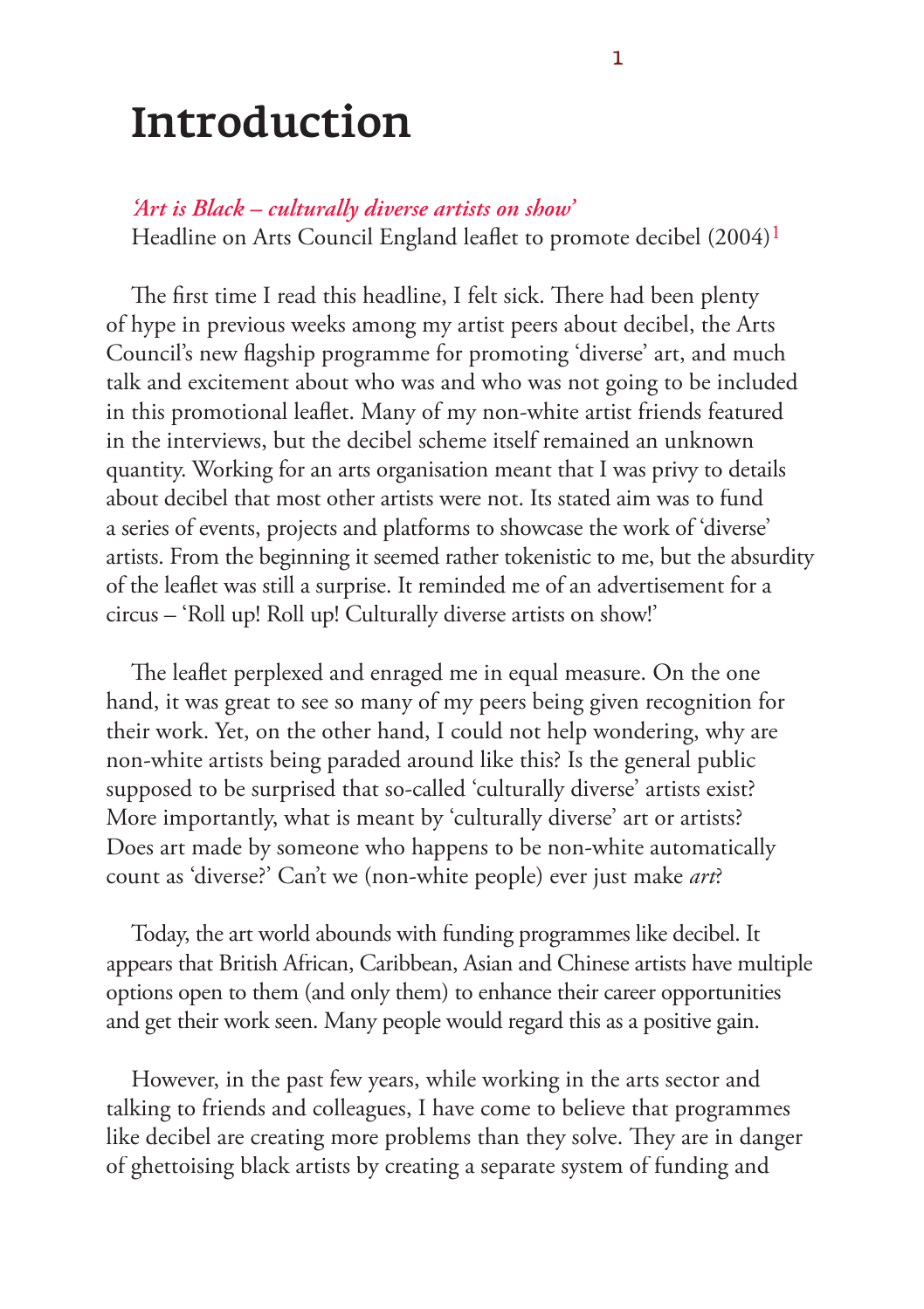# Introduction

*'Art is Black – culturally diverse artists on show'*
Headline on Arts Council England leaflet to promote decibel (2004)[1]

The first time I read this headline, I felt sick. There had been plenty of hype in previous weeks among my artist peers about decibel, the Arts Council's new flagship programme for promoting 'diverse' art, and much talk and excitement about who was and who was not going to be included in this promotional leaflet. Many of my non-white artist friends featured in the interviews, but the decibel scheme itself remained an unknown quantity. Working for an arts organisation meant that I was privy to details about decibel that most other artists were not. Its stated aim was to fund a series of events, projects and platforms to showcase the work of 'diverse' artists. From the beginning it seemed rather tokenistic to me, but the absurdity of the leaflet was still a surprise. It reminded me of an advertisement for a circus – 'Roll up! Roll up! Culturally diverse artists on show!'

The leaflet perplexed and enraged me in equal measure. On the one hand, it was great to see so many of my peers being given recognition for their work. Yet, on the other hand, I could not help wondering, why are non-white artists being paraded around like this? Is the general public supposed to be surprised that so-called 'culturally diverse' artists exist? More importantly, what is meant by 'culturally diverse' art or artists? Does art made by someone who happens to be non-white automatically count as 'diverse?' Can't we (non-white people) ever just make *art*?

Today, the art world abounds with funding programmes like decibel. It appears that British African, Caribbean, Asian and Chinese artists have multiple options open to them (and only them) to enhance their career opportunities and get their work seen. Many people would regard this as a positive gain.

However, in the past few years, while working in the arts sector and talking to friends and colleagues, I have come to believe that programmes like decibel are creating more problems than they solve. They are in danger of ghettoising black artists by creating a separate system of funding and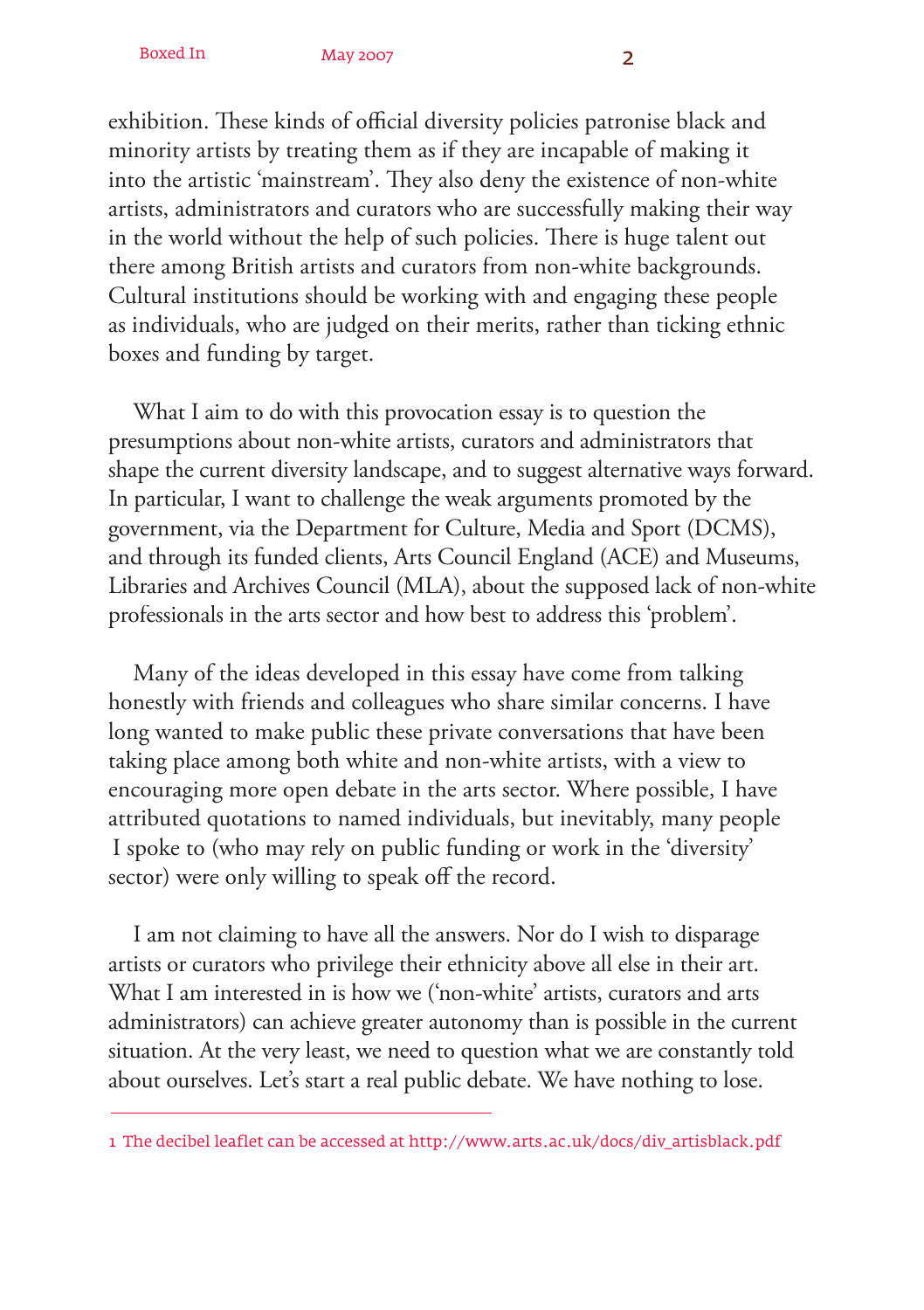exhibition. These kinds of official diversity policies patronise black and minority artists by treating them as if they are incapable of making it into the artistic 'mainstream'. They also deny the existence of non-white artists, administrators and curators who are successfully making their way in the world without the help of such policies. There is huge talent out there among British artists and curators from non-white backgrounds. Cultural institutions should be working with and engaging these people as individuals, who are judged on their merits, rather than ticking ethnic boxes and funding by target.

What I aim to do with this provocation essay is to question the presumptions about non-white artists, curators and administrators that shape the current diversity landscape, and to suggest alternative ways forward. In particular, I want to challenge the weak arguments promoted by the government, via the Department for Culture, Media and Sport (DCMS), and through its funded clients, Arts Council England (ACE) and Museums, Libraries and Archives Council (MLA), about the supposed lack of non-white professionals in the arts sector and how best to address this 'problem'.

Many of the ideas developed in this essay have come from talking honestly with friends and colleagues who share similar concerns. I have long wanted to make public these private conversations that have been taking place among both white and non-white artists, with a view to encouraging more open debate in the arts sector. Where possible, I have attributed quotations to named individuals, but inevitably, many people I spoke to (who may rely on public funding or work in the 'diversity' sector) were only willing to speak off the record.

I am not claiming to have all the answers. Nor do I wish to disparage artists or curators who privilege their ethnicity above all else in their art. What I am interested in is how we ('non-white' artists, curators and arts administrators) can achieve greater autonomy than is possible in the current situation. At the very least, we need to question what we are constantly told about ourselves. Let's start a real public debate. We have nothing to lose.

---

1 The decibel leaflet can be accessed at http://www.arts.ac.uk/docs/div_artisblack.pdf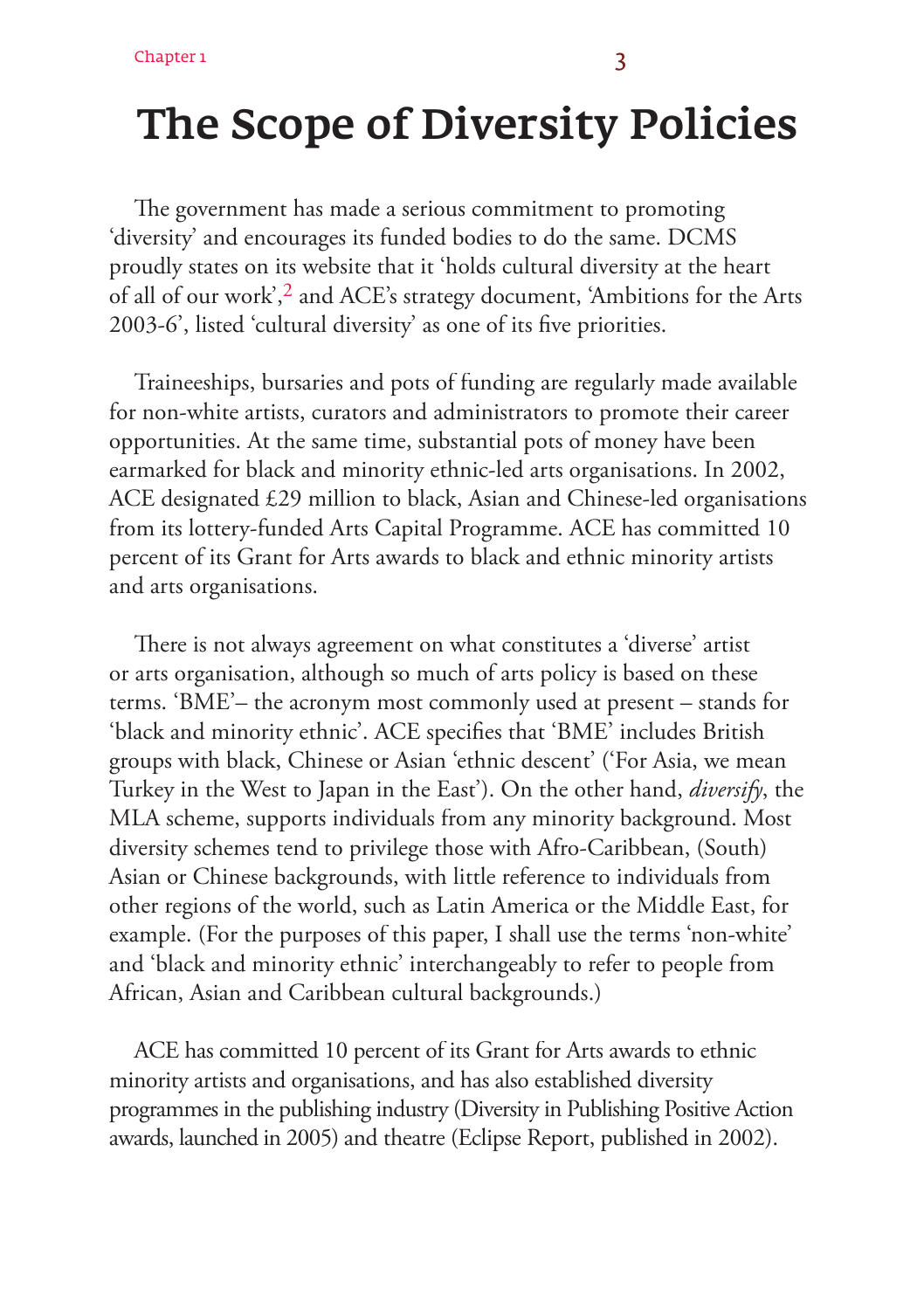# The Scope of Diversity Policies

The government has made a serious commitment to promoting 'diversity' and encourages its funded bodies to do the same. DCMS proudly states on its website that it 'holds cultural diversity at the heart of all of our work',[2] and ACE's strategy document, 'Ambitions for the Arts 2003-6', listed 'cultural diversity' as one of its five priorities.

Traineeships, bursaries and pots of funding are regularly made available for non-white artists, curators and administrators to promote their career opportunities. At the same time, substantial pots of money have been earmarked for black and minority ethnic-led arts organisations. In 2002, ACE designated £29 million to black, Asian and Chinese-led organisations from its lottery-funded Arts Capital Programme. ACE has committed 10 percent of its Grant for Arts awards to black and ethnic minority artists and arts organisations.

There is not always agreement on what constitutes a 'diverse' artist or arts organisation, although so much of arts policy is based on these terms. 'BME'– the acronym most commonly used at present – stands for 'black and minority ethnic'. ACE specifies that 'BME' includes British groups with black, Chinese or Asian 'ethnic descent' ('For Asia, we mean Turkey in the West to Japan in the East'). On the other hand, *diversify*, the MLA scheme, supports individuals from any minority background. Most diversity schemes tend to privilege those with Afro-Caribbean, (South) Asian or Chinese backgrounds, with little reference to individuals from other regions of the world, such as Latin America or the Middle East, for example. (For the purposes of this paper, I shall use the terms 'non-white' and 'black and minority ethnic' interchangeably to refer to people from African, Asian and Caribbean cultural backgrounds.)

ACE has committed 10 percent of its Grant for Arts awards to ethnic minority artists and organisations, and has also established diversity programmes in the publishing industry (Diversity in Publishing Positive Action awards, launched in 2005) and theatre (Eclipse Report, published in 2002).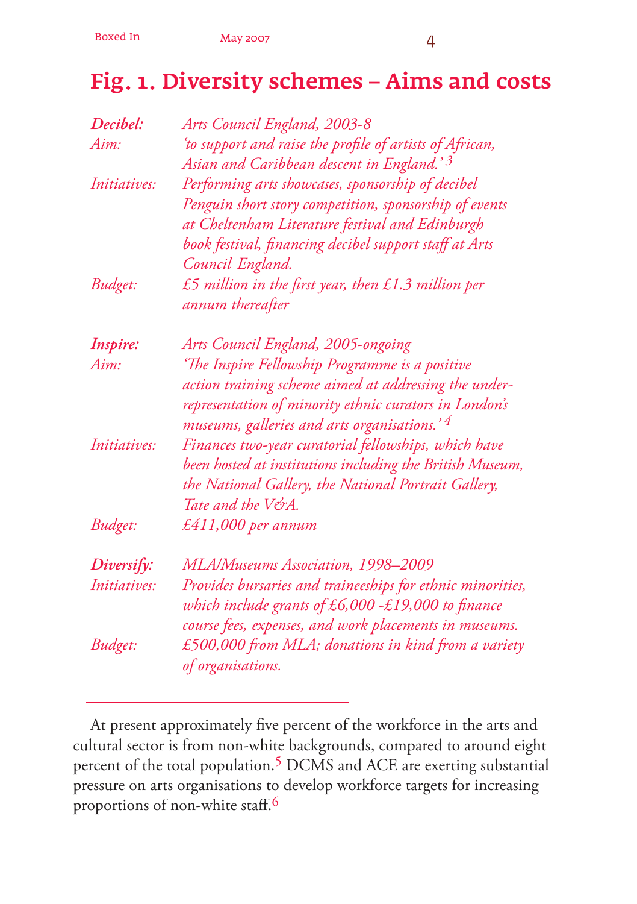# Fig. 1. Diversity schemes – Aims and costs

***Decibel:*** *Arts Council England, 2003-8*
*Aim:* *'to support and raise the profile of artists of African, Asian and Caribbean descent in England.'* [3]
*Initiatives:* *Performing arts showcases, sponsorship of decibel Penguin short story competition, sponsorship of events at Cheltenham Literature festival and Edinburgh book festival, financing decibel support staff at Arts Council England.*
*Budget:* *£5 million in the first year, then £1.3 million per annum thereafter*

***Inspire:*** *Arts Council England, 2005-ongoing*
*Aim:* *'The Inspire Fellowship Programme is a positive action training scheme aimed at addressing the under-representation of minority ethnic curators in London's museums, galleries and arts organisations.'* [4]
*Initiatives:* *Finances two-year curatorial fellowships, which have been hosted at institutions including the British Museum, the National Gallery, the National Portrait Gallery, Tate and the V&A.*
*Budget:* *£411,000 per annum*

***Diversify:*** *MLA/Museums Association, 1998–2009*
*Initiatives:* *Provides bursaries and traineeships for ethnic minorities, which include grants of £6,000 -£19,000 to finance course fees, expenses, and work placements in museums.*
*Budget:* *£500,000 from MLA; donations in kind from a variety of organisations.*

---

At present approximately five percent of the workforce in the arts and cultural sector is from non-white backgrounds, compared to around eight percent of the total population.[5] DCMS and ACE are exerting substantial pressure on arts organisations to develop workforce targets for increasing proportions of non-white staff.[6]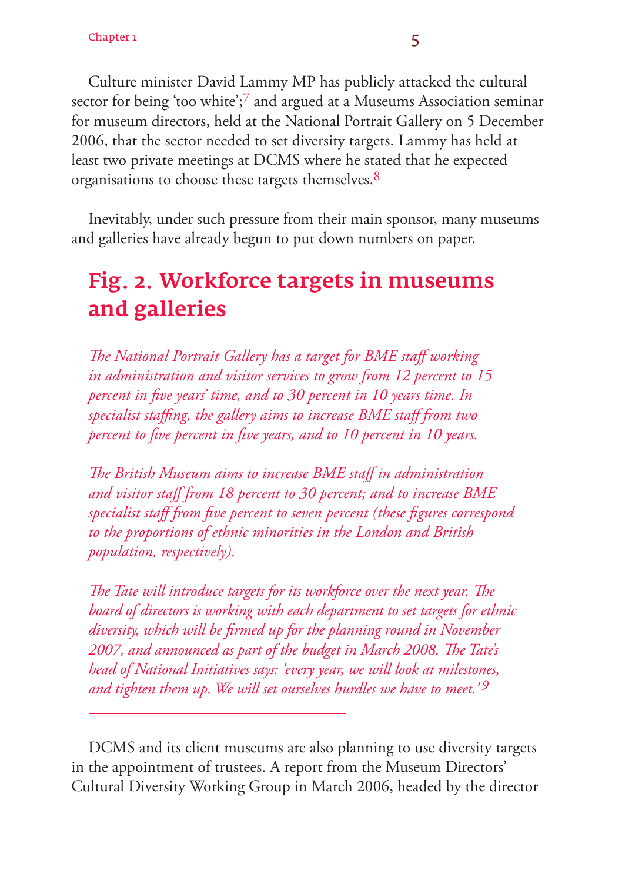Culture minister David Lammy MP has publicly attacked the cultural sector for being 'too white';[7] and argued at a Museums Association seminar for museum directors, held at the National Portrait Gallery on 5 December 2006, that the sector needed to set diversity targets. Lammy has held at least two private meetings at DCMS where he stated that he expected organisations to choose these targets themselves.[8]

Inevitably, under such pressure from their main sponsor, many museums and galleries have already begun to put down numbers on paper.

## Fig. 2. Workforce targets in museums and galleries

*The National Portrait Gallery has a target for BME staff working in administration and visitor services to grow from 12 percent to 15 percent in five years' time, and to 30 percent in 10 years time. In specialist staffing, the gallery aims to increase BME staff from two percent to five percent in five years, and to 10 percent in 10 years.*

*The British Museum aims to increase BME staff in administration and visitor staff from 18 percent to 30 percent; and to increase BME specialist staff from five percent to seven percent (these figures correspond to the proportions of ethnic minorities in the London and British population, respectively).*

*The Tate will introduce targets for its workforce over the next year. The board of directors is working with each department to set targets for ethnic diversity, which will be firmed up for the planning round in November 2007, and announced as part of the budget in March 2008. The Tate's head of National Initiatives says: 'every year, we will look at milestones, and tighten them up. We will set ourselves hurdles we have to meet.'*[9]

---

DCMS and its client museums are also planning to use diversity targets in the appointment of trustees. A report from the Museum Directors' Cultural Diversity Working Group in March 2006, headed by the director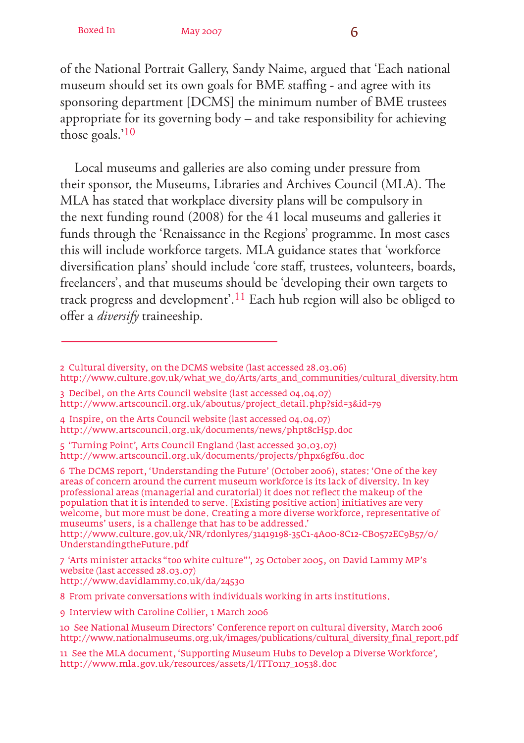of the National Portrait Gallery, Sandy Naime, argued that 'Each national museum should set its own goals for BME staffing - and agree with its sponsoring department [DCMS] the minimum number of BME trustees appropriate for its governing body – and take responsibility for achieving those goals.'[10]

Local museums and galleries are also coming under pressure from their sponsor, the Museums, Libraries and Archives Council (MLA). The MLA has stated that workplace diversity plans will be compulsory in the next funding round (2008) for the 41 local museums and galleries it funds through the 'Renaissance in the Regions' programme. In most cases this will include workforce targets. MLA guidance states that 'workforce diversification plans' should include 'core staff, trustees, volunteers, boards, freelancers', and that museums should be 'developing their own targets to track progress and development'.[11] Each hub region will also be obliged to offer a *diversify* traineeship.

---

2 Cultural diversity, on the DCMS website (last accessed 28.03.06) http://www.culture.gov.uk/what_we_do/Arts/arts_and_communities/cultural_diversity.htm

3 Decibel, on the Arts Council website (last accessed 04.04.07) http://www.artscouncil.org.uk/aboutus/project_detail.php?sid=3&id=79

4 Inspire, on the Arts Council website (last accessed 04.04.07) http://www.artscouncil.org.uk/documents/news/phpt8cH5p.doc

5 'Turning Point', Arts Council England (last accessed 30.03.07) http://www.artscouncil.org.uk/documents/projects/phpx6gf6u.doc

6 The DCMS report, 'Understanding the Future' (October 2006), states: 'One of the key areas of concern around the current museum workforce is its lack of diversity. In key professional areas (managerial and curatorial) it does not reflect the makeup of the population that it is intended to serve. [Existing positive action] initiatives are very welcome, but more must be done. Creating a more diverse workforce, representative of museums' users, is a challenge that has to be addressed.' http://www.culture.gov.uk/NR/rdonlyres/31419198-35C1-4A00-8C12-CB0572EC9B57/0/UnderstandingtheFuture.pdf

7 'Arts minister attacks "too white culture"', 25 October 2005, on David Lammy MP's website (last accessed 28.03.07) http://www.davidlammy.co.uk/da/24530

8 From private conversations with individuals working in arts institutions.

9 Interview with Caroline Collier, 1 March 2006

10 See National Museum Directors' Conference report on cultural diversity, March 2006 http://www.nationalmuseums.org.uk/images/publications/cultural_diversity_final_report.pdf

11 See the MLA document, 'Supporting Museum Hubs to Develop a Diverse Workforce', http://www.mla.gov.uk/resources/assets/I/ITT0117_10538.doc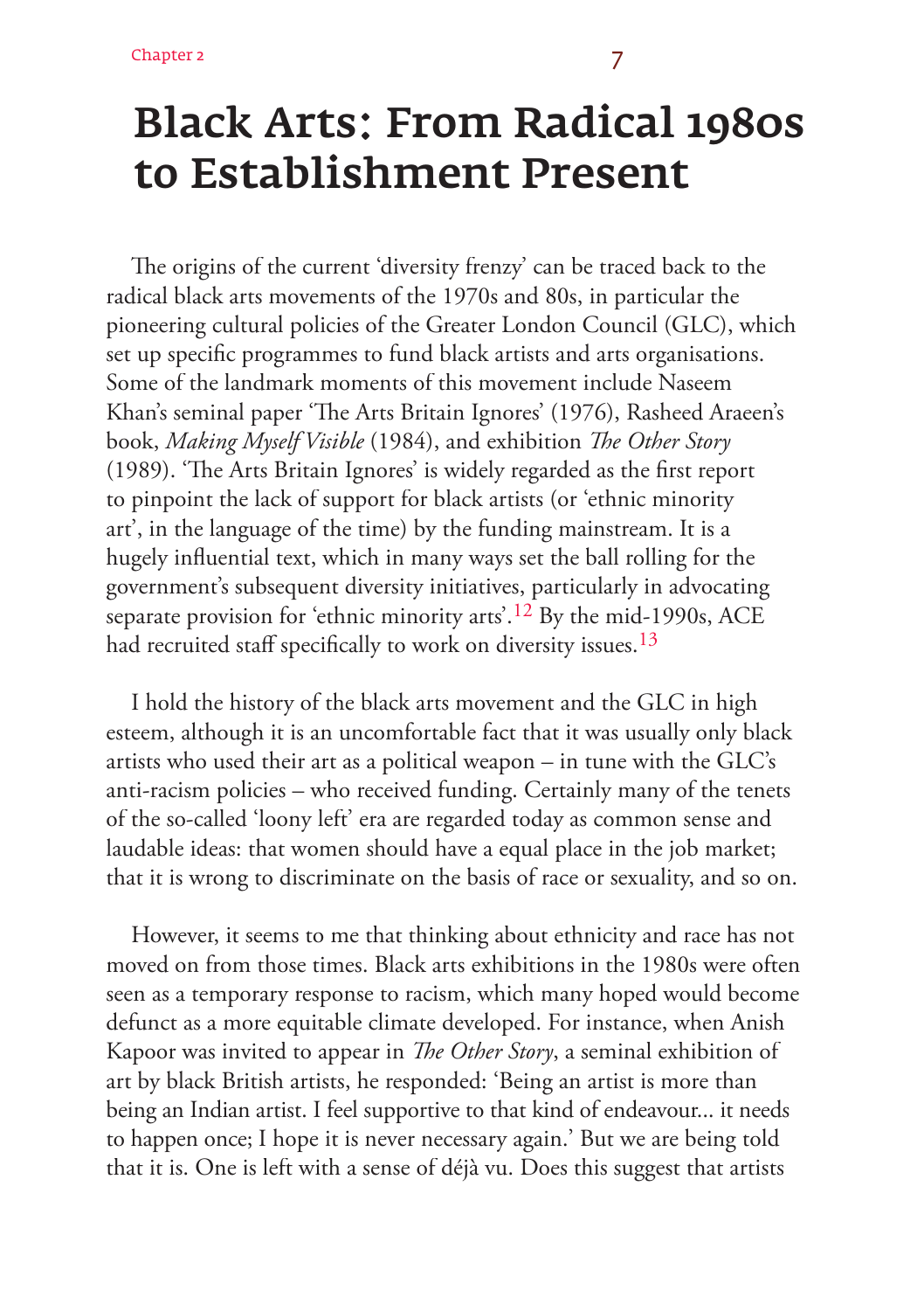# Black Arts: From Radical 1980s to Establishment Present

The origins of the current 'diversity frenzy' can be traced back to the radical black arts movements of the 1970s and 80s, in particular the pioneering cultural policies of the Greater London Council (GLC), which set up specific programmes to fund black artists and arts organisations. Some of the landmark moments of this movement include Naseem Khan's seminal paper 'The Arts Britain Ignores' (1976), Rasheed Araeen's book, *Making Myself Visible* (1984), and exhibition *The Other Story* (1989). 'The Arts Britain Ignores' is widely regarded as the first report to pinpoint the lack of support for black artists (or 'ethnic minority art', in the language of the time) by the funding mainstream. It is a hugely influential text, which in many ways set the ball rolling for the government's subsequent diversity initiatives, particularly in advocating separate provision for 'ethnic minority arts'.[12] By the mid-1990s, ACE had recruited staff specifically to work on diversity issues.[13]

I hold the history of the black arts movement and the GLC in high esteem, although it is an uncomfortable fact that it was usually only black artists who used their art as a political weapon – in tune with the GLC's anti-racism policies – who received funding. Certainly many of the tenets of the so-called 'loony left' era are regarded today as common sense and laudable ideas: that women should have a equal place in the job market; that it is wrong to discriminate on the basis of race or sexuality, and so on.

However, it seems to me that thinking about ethnicity and race has not moved on from those times. Black arts exhibitions in the 1980s were often seen as a temporary response to racism, which many hoped would become defunct as a more equitable climate developed. For instance, when Anish Kapoor was invited to appear in *The Other Story*, a seminal exhibition of art by black British artists, he responded: 'Being an artist is more than being an Indian artist. I feel supportive to that kind of endeavour... it needs to happen once; I hope it is never necessary again.' But we are being told that it is. One is left with a sense of déjà vu. Does this suggest that artists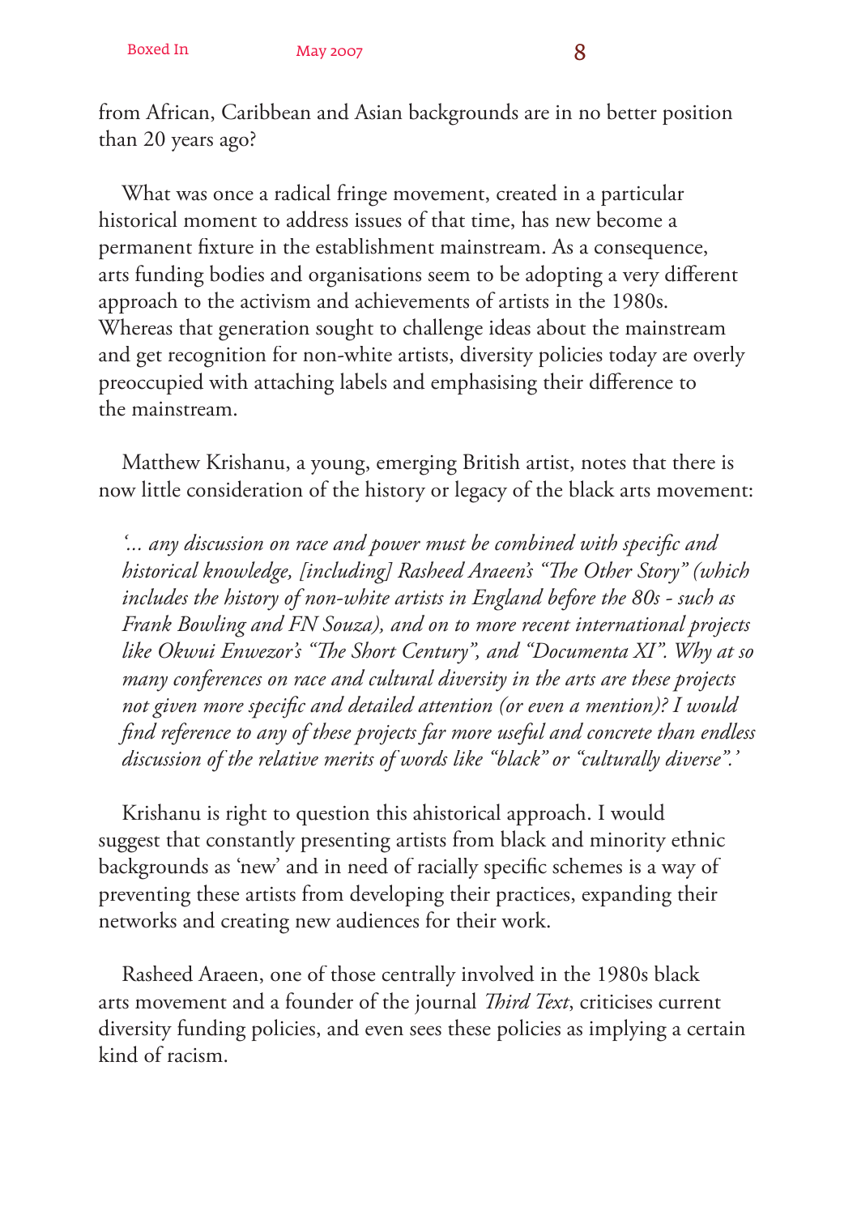from African, Caribbean and Asian backgrounds are in no better position than 20 years ago?

What was once a radical fringe movement, created in a particular historical moment to address issues of that time, has new become a permanent fixture in the establishment mainstream. As a consequence, arts funding bodies and organisations seem to be adopting a very different approach to the activism and achievements of artists in the 1980s. Whereas that generation sought to challenge ideas about the mainstream and get recognition for non-white artists, diversity policies today are overly preoccupied with attaching labels and emphasising their difference to the mainstream.

Matthew Krishanu, a young, emerging British artist, notes that there is now little consideration of the history or legacy of the black arts movement:

> *'... any discussion on race and power must be combined with specific and historical knowledge, [including] Rasheed Araeen's "The Other Story" (which includes the history of non-white artists in England before the 80s - such as Frank Bowling and FN Souza), and on to more recent international projects like Okwui Enwezor's "The Short Century", and "Documenta XI". Why at so many conferences on race and cultural diversity in the arts are these projects not given more specific and detailed attention (or even a mention)? I would find reference to any of these projects far more useful and concrete than endless discussion of the relative merits of words like "black" or "culturally diverse".'*

Krishanu is right to question this ahistorical approach. I would suggest that constantly presenting artists from black and minority ethnic backgrounds as 'new' and in need of racially specific schemes is a way of preventing these artists from developing their practices, expanding their networks and creating new audiences for their work.

Rasheed Araeen, one of those centrally involved in the 1980s black arts movement and a founder of the journal *Third Text*, criticises current diversity funding policies, and even sees these policies as implying a certain kind of racism.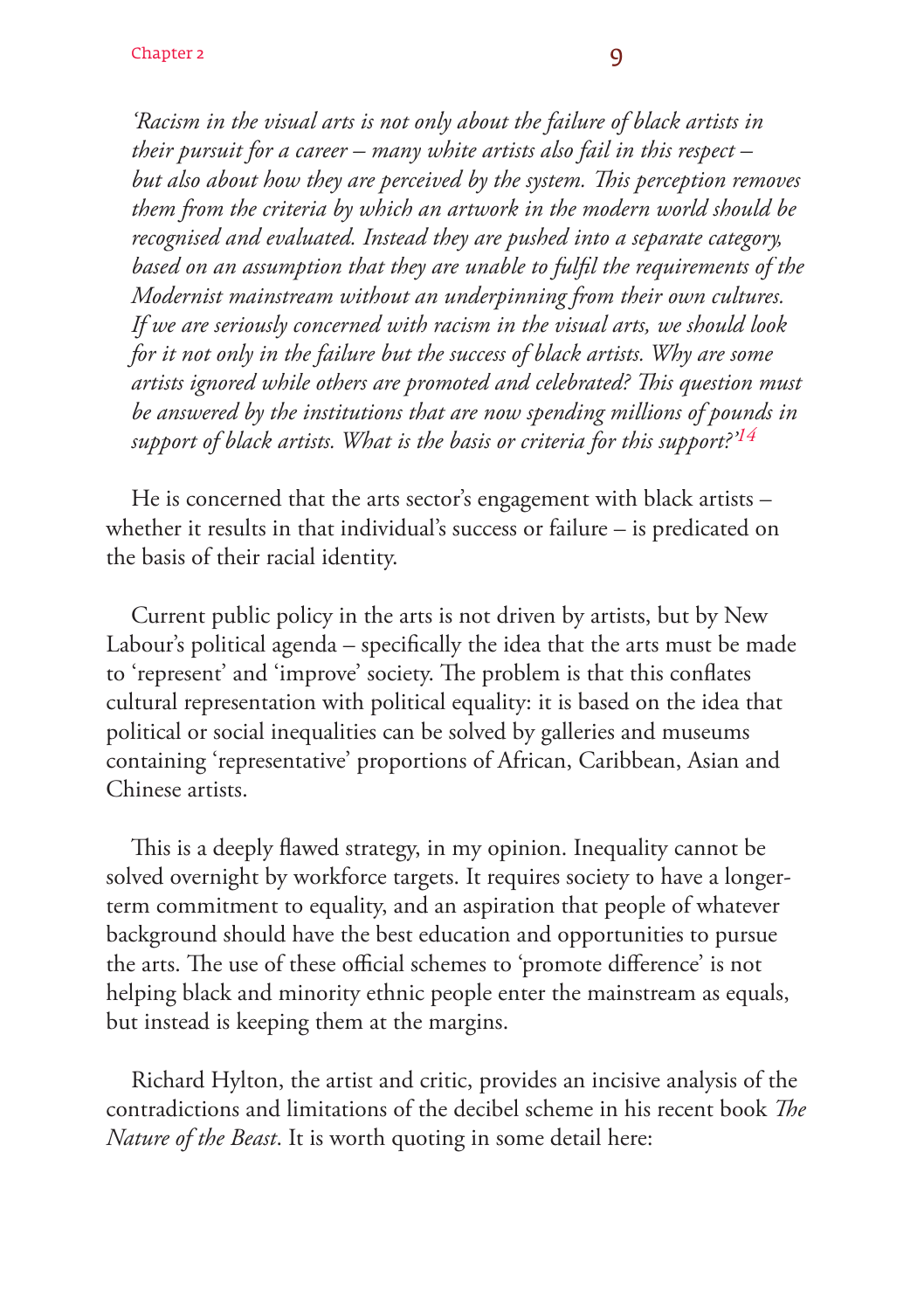*'Racism in the visual arts is not only about the failure of black artists in their pursuit for a career – many white artists also fail in this respect – but also about how they are perceived by the system. This perception removes them from the criteria by which an artwork in the modern world should be recognised and evaluated. Instead they are pushed into a separate category, based on an assumption that they are unable to fulfil the requirements of the Modernist mainstream without an underpinning from their own cultures. If we are seriously concerned with racism in the visual arts, we should look for it not only in the failure but the success of black artists. Why are some artists ignored while others are promoted and celebrated? This question must be answered by the institutions that are now spending millions of pounds in support of black artists. What is the basis or criteria for this support?'*[14]

He is concerned that the arts sector's engagement with black artists – whether it results in that individual's success or failure – is predicated on the basis of their racial identity.

Current public policy in the arts is not driven by artists, but by New Labour's political agenda – specifically the idea that the arts must be made to 'represent' and 'improve' society. The problem is that this conflates cultural representation with political equality: it is based on the idea that political or social inequalities can be solved by galleries and museums containing 'representative' proportions of African, Caribbean, Asian and Chinese artists.

This is a deeply flawed strategy, in my opinion. Inequality cannot be solved overnight by workforce targets. It requires society to have a longer-term commitment to equality, and an aspiration that people of whatever background should have the best education and opportunities to pursue the arts. The use of these official schemes to 'promote difference' is not helping black and minority ethnic people enter the mainstream as equals, but instead is keeping them at the margins.

Richard Hylton, the artist and critic, provides an incisive analysis of the contradictions and limitations of the decibel scheme in his recent book *The Nature of the Beast*. It is worth quoting in some detail here: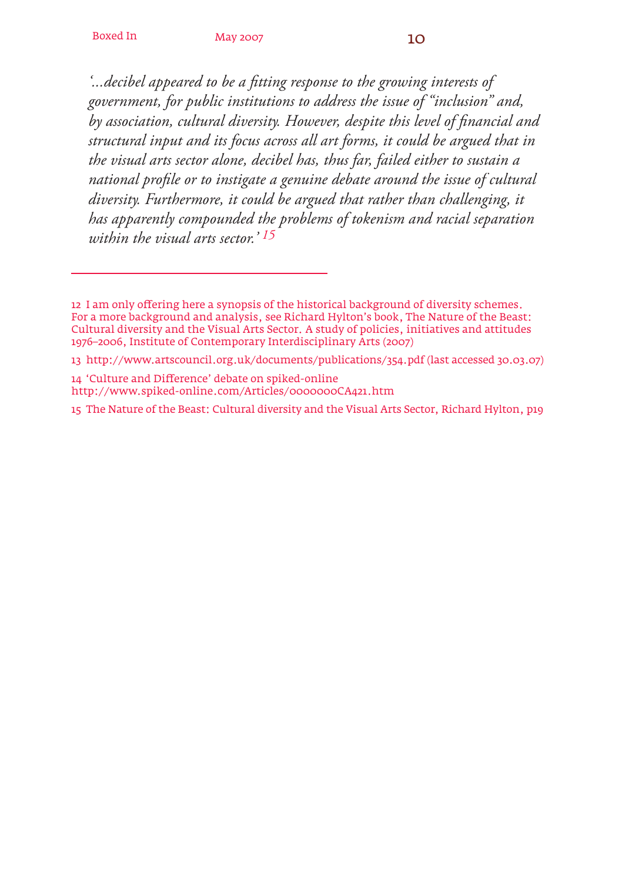*'...decibel appeared to be a fitting response to the growing interests of government, for public institutions to address the issue of "inclusion" and, by association, cultural diversity. However, despite this level of financial and structural input and its focus across all art forms, it could be argued that in the visual arts sector alone, decibel has, thus far, failed either to sustain a national profile or to instigate a genuine debate around the issue of cultural diversity. Furthermore, it could be argued that rather than challenging, it has apparently compounded the problems of tokenism and racial separation within the visual arts sector.'* [15]

---

12 I am only offering here a synopsis of the historical background of diversity schemes. For a more background and analysis, see Richard Hylton's book, The Nature of the Beast: Cultural diversity and the Visual Arts Sector. A study of policies, initiatives and attitudes 1976–2006, Institute of Contemporary Interdisciplinary Arts (2007)

13 http://www.artscouncil.org.uk/documents/publications/354.pdf (last accessed 30.03.07)

14 'Culture and Difference' debate on spiked-online http://www.spiked-online.com/Articles/0000000CA421.htm

15 The Nature of the Beast: Cultural diversity and the Visual Arts Sector, Richard Hylton, p19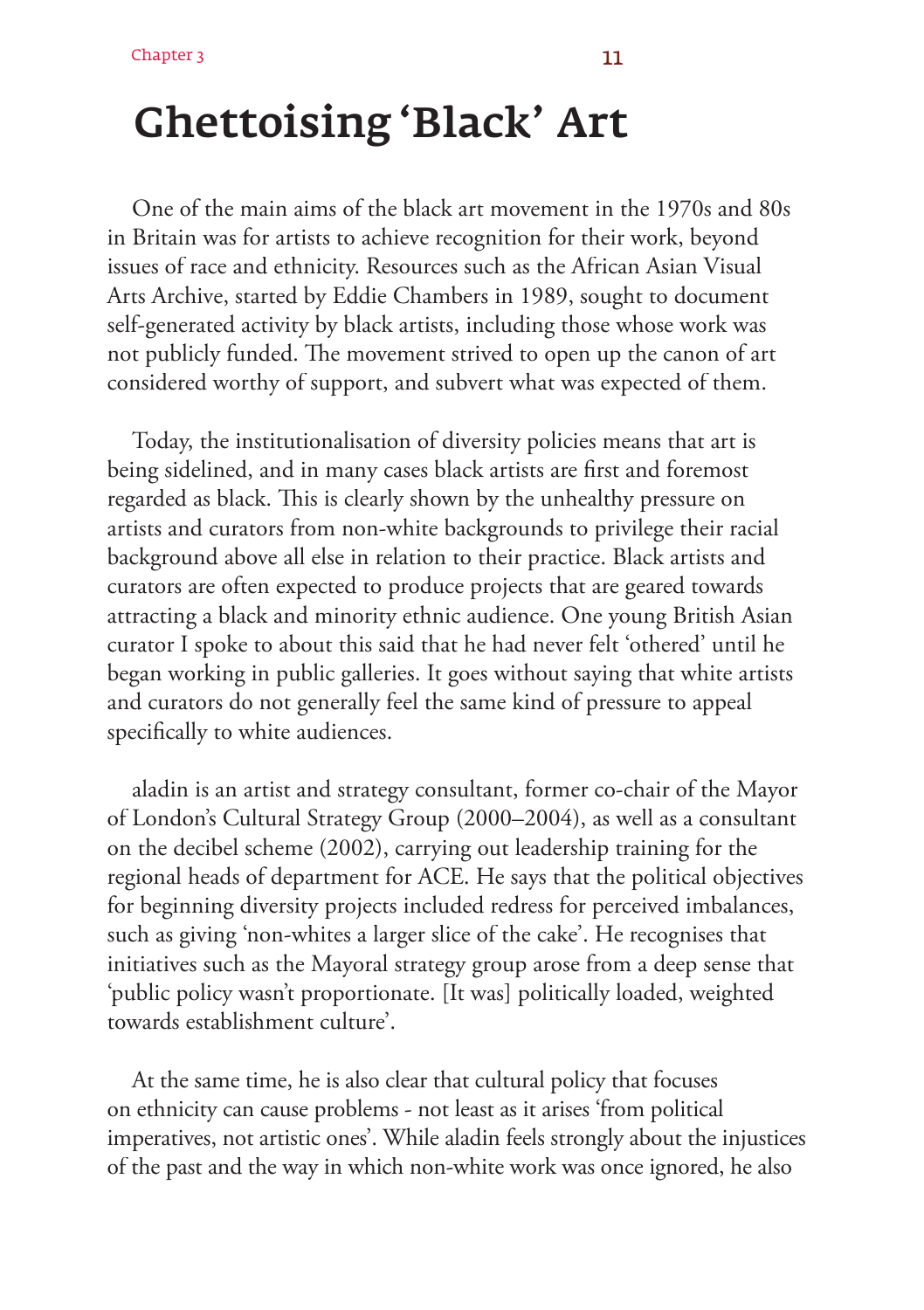# Ghettoising 'Black' Art

One of the main aims of the black art movement in the 1970s and 80s in Britain was for artists to achieve recognition for their work, beyond issues of race and ethnicity. Resources such as the African Asian Visual Arts Archive, started by Eddie Chambers in 1989, sought to document self-generated activity by black artists, including those whose work was not publicly funded. The movement strived to open up the canon of art considered worthy of support, and subvert what was expected of them.

Today, the institutionalisation of diversity policies means that art is being sidelined, and in many cases black artists are first and foremost regarded as black. This is clearly shown by the unhealthy pressure on artists and curators from non-white backgrounds to privilege their racial background above all else in relation to their practice. Black artists and curators are often expected to produce projects that are geared towards attracting a black and minority ethnic audience. One young British Asian curator I spoke to about this said that he had never felt 'othered' until he began working in public galleries. It goes without saying that white artists and curators do not generally feel the same kind of pressure to appeal specifically to white audiences.

aladin is an artist and strategy consultant, former co-chair of the Mayor of London's Cultural Strategy Group (2000–2004), as well as a consultant on the decibel scheme (2002), carrying out leadership training for the regional heads of department for ACE. He says that the political objectives for beginning diversity projects included redress for perceived imbalances, such as giving 'non-whites a larger slice of the cake'. He recognises that initiatives such as the Mayoral strategy group arose from a deep sense that 'public policy wasn't proportionate. [It was] politically loaded, weighted towards establishment culture'.

At the same time, he is also clear that cultural policy that focuses on ethnicity can cause problems - not least as it arises 'from political imperatives, not artistic ones'. While aladin feels strongly about the injustices of the past and the way in which non-white work was once ignored, he also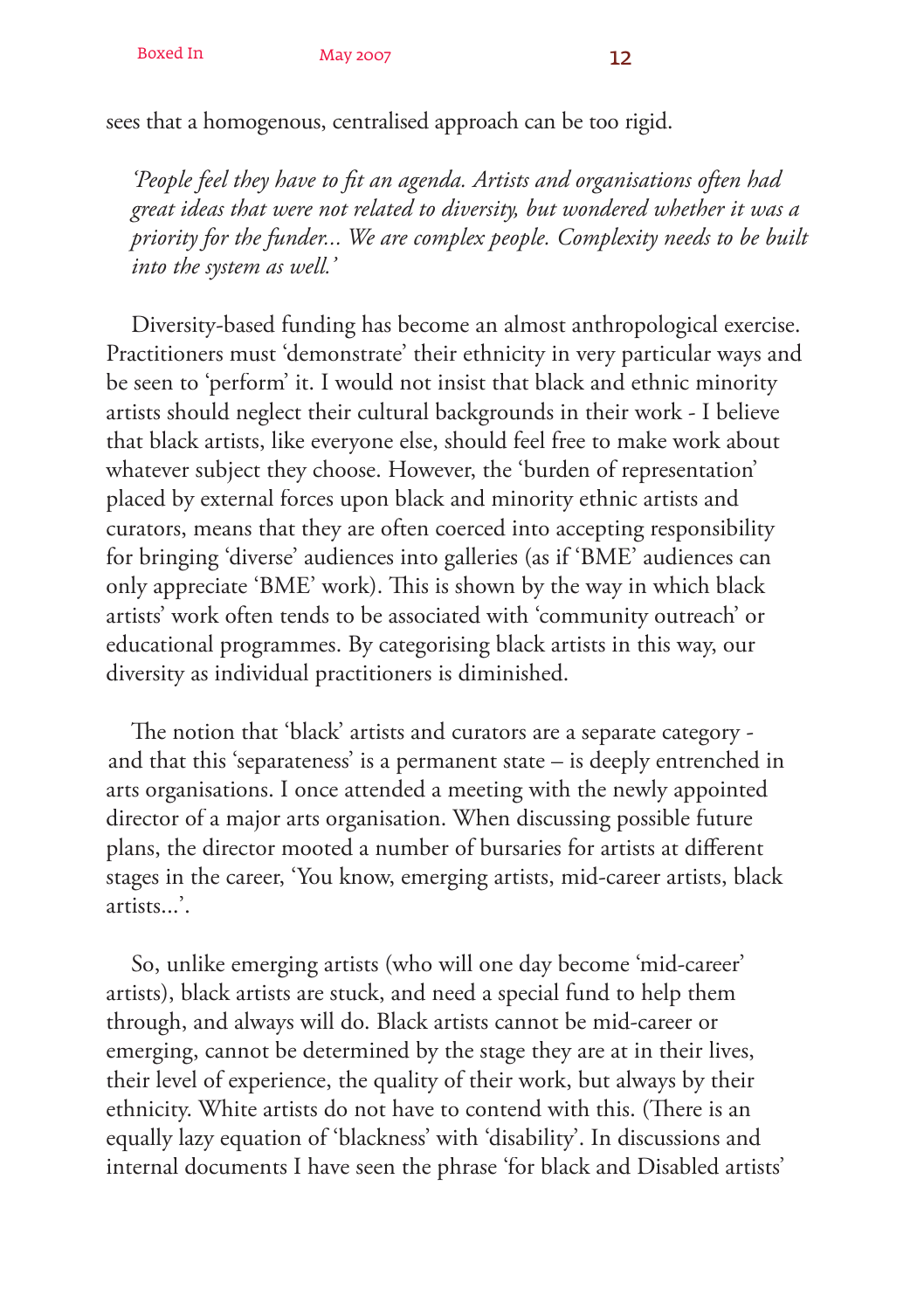sees that a homogenous, centralised approach can be too rigid.

> *'People feel they have to fit an agenda. Artists and organisations often had great ideas that were not related to diversity, but wondered whether it was a priority for the funder... We are complex people. Complexity needs to be built into the system as well.'*

Diversity-based funding has become an almost anthropological exercise. Practitioners must 'demonstrate' their ethnicity in very particular ways and be seen to 'perform' it. I would not insist that black and ethnic minority artists should neglect their cultural backgrounds in their work - I believe that black artists, like everyone else, should feel free to make work about whatever subject they choose. However, the 'burden of representation' placed by external forces upon black and minority ethnic artists and curators, means that they are often coerced into accepting responsibility for bringing 'diverse' audiences into galleries (as if 'BME' audiences can only appreciate 'BME' work). This is shown by the way in which black artists' work often tends to be associated with 'community outreach' or educational programmes. By categorising black artists in this way, our diversity as individual practitioners is diminished.

The notion that 'black' artists and curators are a separate category - and that this 'separateness' is a permanent state – is deeply entrenched in arts organisations. I once attended a meeting with the newly appointed director of a major arts organisation. When discussing possible future plans, the director mooted a number of bursaries for artists at different stages in the career, 'You know, emerging artists, mid-career artists, black artists...'.

So, unlike emerging artists (who will one day become 'mid-career' artists), black artists are stuck, and need a special fund to help them through, and always will do. Black artists cannot be mid-career or emerging, cannot be determined by the stage they are at in their lives, their level of experience, the quality of their work, but always by their ethnicity. White artists do not have to contend with this. (There is an equally lazy equation of 'blackness' with 'disability'. In discussions and internal documents I have seen the phrase 'for black and Disabled artists'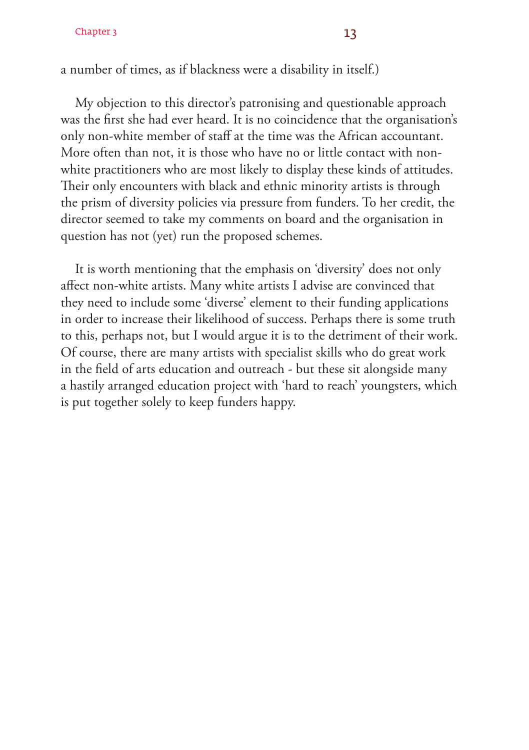a number of times, as if blackness were a disability in itself.)

My objection to this director's patronising and questionable approach was the first she had ever heard. It is no coincidence that the organisation's only non-white member of staff at the time was the African accountant. More often than not, it is those who have no or little contact with non-white practitioners who are most likely to display these kinds of attitudes. Their only encounters with black and ethnic minority artists is through the prism of diversity policies via pressure from funders. To her credit, the director seemed to take my comments on board and the organisation in question has not (yet) run the proposed schemes.

It is worth mentioning that the emphasis on 'diversity' does not only affect non-white artists. Many white artists I advise are convinced that they need to include some 'diverse' element to their funding applications in order to increase their likelihood of success. Perhaps there is some truth to this, perhaps not, but I would argue it is to the detriment of their work. Of course, there are many artists with specialist skills who do great work in the field of arts education and outreach - but these sit alongside many a hastily arranged education project with 'hard to reach' youngsters, which is put together solely to keep funders happy.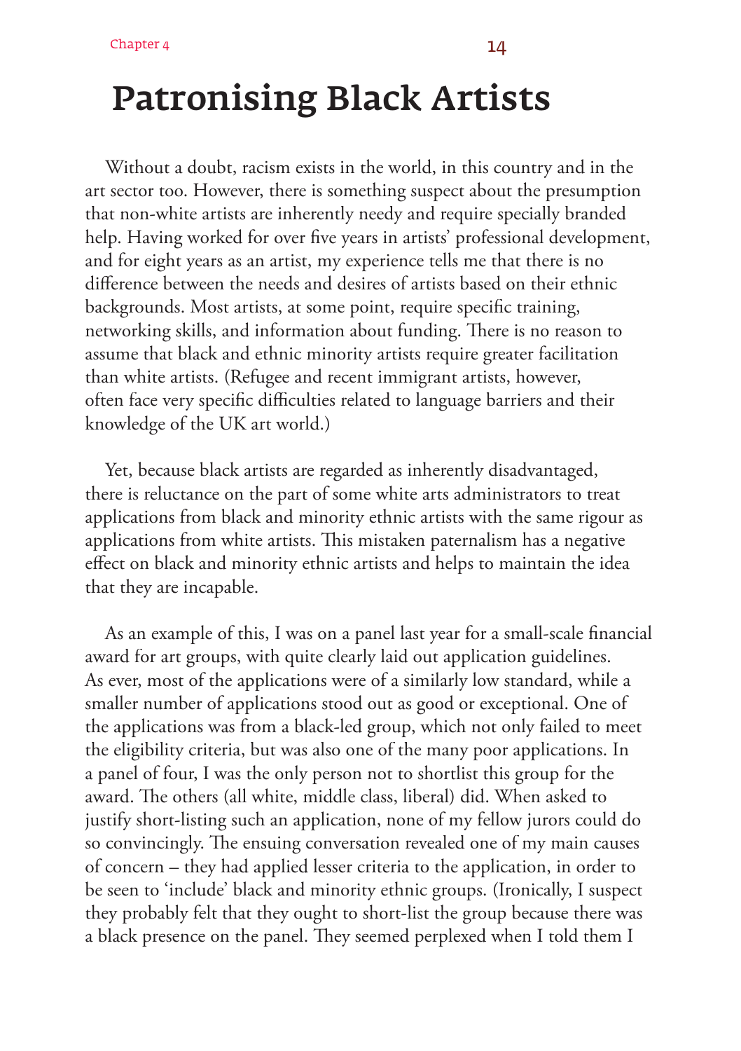# Patronising Black Artists

Without a doubt, racism exists in the world, in this country and in the art sector too. However, there is something suspect about the presumption that non-white artists are inherently needy and require specially branded help. Having worked for over five years in artists' professional development, and for eight years as an artist, my experience tells me that there is no difference between the needs and desires of artists based on their ethnic backgrounds. Most artists, at some point, require specific training, networking skills, and information about funding. There is no reason to assume that black and ethnic minority artists require greater facilitation than white artists. (Refugee and recent immigrant artists, however, often face very specific difficulties related to language barriers and their knowledge of the UK art world.)

Yet, because black artists are regarded as inherently disadvantaged, there is reluctance on the part of some white arts administrators to treat applications from black and minority ethnic artists with the same rigour as applications from white artists. This mistaken paternalism has a negative effect on black and minority ethnic artists and helps to maintain the idea that they are incapable.

As an example of this, I was on a panel last year for a small-scale financial award for art groups, with quite clearly laid out application guidelines. As ever, most of the applications were of a similarly low standard, while a smaller number of applications stood out as good or exceptional. One of the applications was from a black-led group, which not only failed to meet the eligibility criteria, but was also one of the many poor applications. In a panel of four, I was the only person not to shortlist this group for the award. The others (all white, middle class, liberal) did. When asked to justify short-listing such an application, none of my fellow jurors could do so convincingly. The ensuing conversation revealed one of my main causes of concern – they had applied lesser criteria to the application, in order to be seen to 'include' black and minority ethnic groups. (Ironically, I suspect they probably felt that they ought to short-list the group because there was a black presence on the panel. They seemed perplexed when I told them I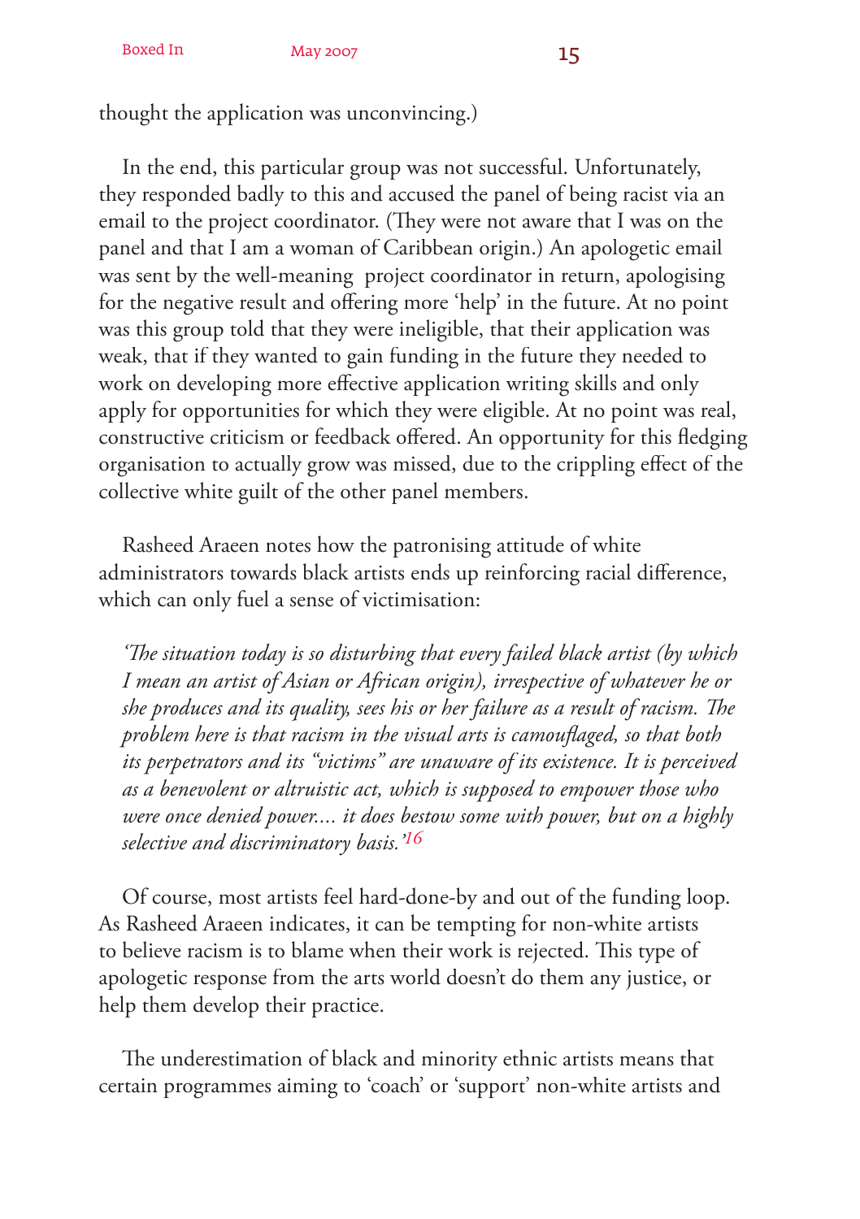thought the application was unconvincing.)

In the end, this particular group was not successful. Unfortunately, they responded badly to this and accused the panel of being racist via an email to the project coordinator. (They were not aware that I was on the panel and that I am a woman of Caribbean origin.) An apologetic email was sent by the well-meaning project coordinator in return, apologising for the negative result and offering more 'help' in the future. At no point was this group told that they were ineligible, that their application was weak, that if they wanted to gain funding in the future they needed to work on developing more effective application writing skills and only apply for opportunities for which they were eligible. At no point was real, constructive criticism or feedback offered. An opportunity for this fledging organisation to actually grow was missed, due to the crippling effect of the collective white guilt of the other panel members.

Rasheed Araeen notes how the patronising attitude of white administrators towards black artists ends up reinforcing racial difference, which can only fuel a sense of victimisation:

> *'The situation today is so disturbing that every failed black artist (by which I mean an artist of Asian or African origin), irrespective of whatever he or she produces and its quality, sees his or her failure as a result of racism. The problem here is that racism in the visual arts is camouflaged, so that both its perpetrators and its "victims" are unaware of its existence. It is perceived as a benevolent or altruistic act, which is supposed to empower those who were once denied power.... it does bestow some with power, but on a highly selective and discriminatory basis.'*[16]

Of course, most artists feel hard-done-by and out of the funding loop. As Rasheed Araeen indicates, it can be tempting for non-white artists to believe racism is to blame when their work is rejected. This type of apologetic response from the arts world doesn't do them any justice, or help them develop their practice.

The underestimation of black and minority ethnic artists means that certain programmes aiming to 'coach' or 'support' non-white artists and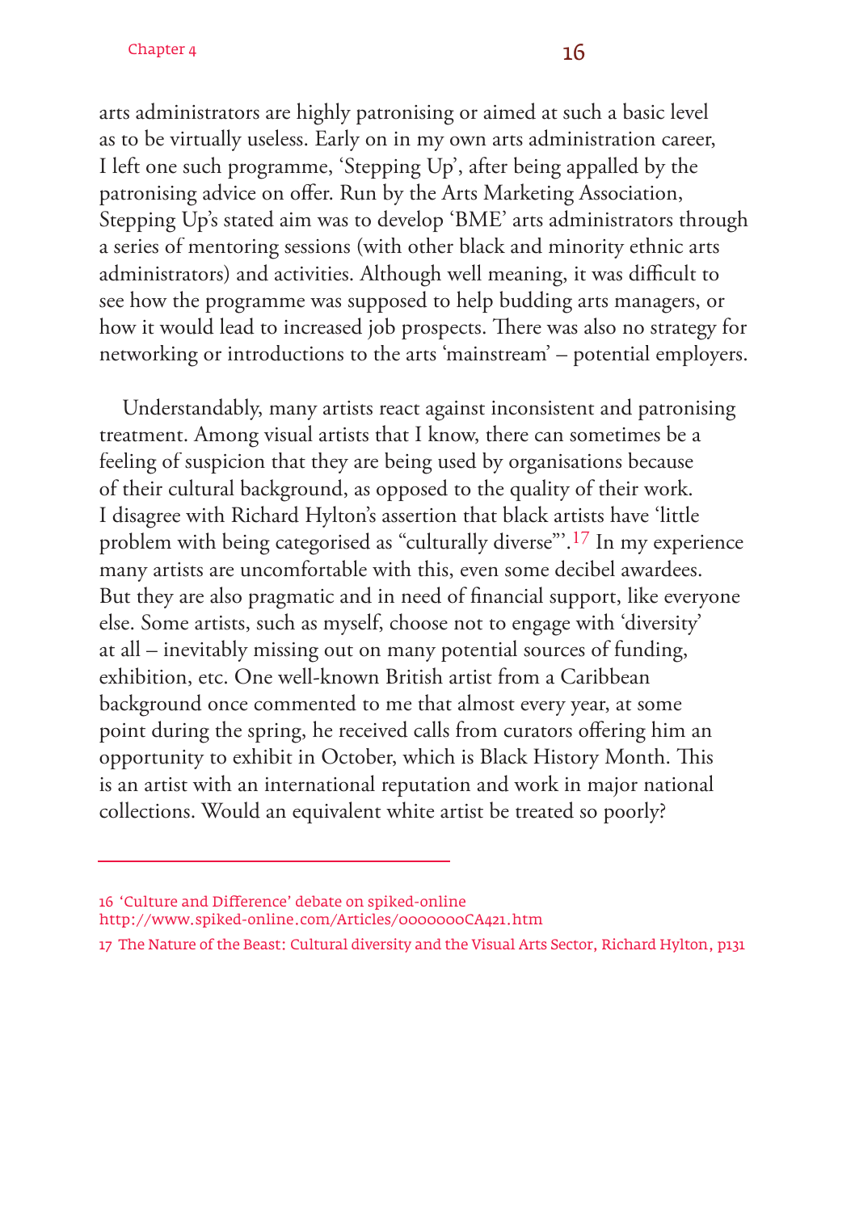arts administrators are highly patronising or aimed at such a basic level as to be virtually useless. Early on in my own arts administration career, I left one such programme, 'Stepping Up', after being appalled by the patronising advice on offer. Run by the Arts Marketing Association, Stepping Up's stated aim was to develop 'BME' arts administrators through a series of mentoring sessions (with other black and minority ethnic arts administrators) and activities. Although well meaning, it was difficult to see how the programme was supposed to help budding arts managers, or how it would lead to increased job prospects. There was also no strategy for networking or introductions to the arts 'mainstream' – potential employers.

Understandably, many artists react against inconsistent and patronising treatment. Among visual artists that I know, there can sometimes be a feeling of suspicion that they are being used by organisations because of their cultural background, as opposed to the quality of their work. I disagree with Richard Hylton's assertion that black artists have 'little problem with being categorised as "culturally diverse"'.[17] In my experience many artists are uncomfortable with this, even some decibel awardees. But they are also pragmatic and in need of financial support, like everyone else. Some artists, such as myself, choose not to engage with 'diversity' at all – inevitably missing out on many potential sources of funding, exhibition, etc. One well-known British artist from a Caribbean background once commented to me that almost every year, at some point during the spring, he received calls from curators offering him an opportunity to exhibit in October, which is Black History Month. This is an artist with an international reputation and work in major national collections. Would an equivalent white artist be treated so poorly?

---

16 'Culture and Difference' debate on spiked-online
http://www.spiked-online.com/Articles/0000000CA421.htm

17 The Nature of the Beast: Cultural diversity and the Visual Arts Sector, Richard Hylton, p131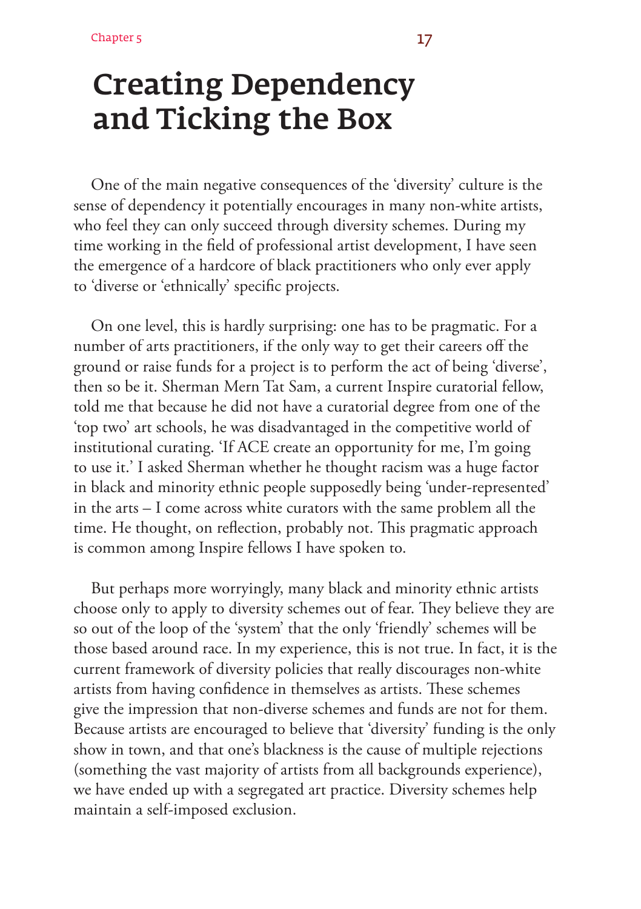# Creating Dependency and Ticking the Box

One of the main negative consequences of the 'diversity' culture is the sense of dependency it potentially encourages in many non-white artists, who feel they can only succeed through diversity schemes. During my time working in the field of professional artist development, I have seen the emergence of a hardcore of black practitioners who only ever apply to 'diverse or 'ethnically' specific projects.

On one level, this is hardly surprising: one has to be pragmatic. For a number of arts practitioners, if the only way to get their careers off the ground or raise funds for a project is to perform the act of being 'diverse', then so be it. Sherman Mern Tat Sam, a current Inspire curatorial fellow, told me that because he did not have a curatorial degree from one of the 'top two' art schools, he was disadvantaged in the competitive world of institutional curating. 'If ACE create an opportunity for me, I'm going to use it.' I asked Sherman whether he thought racism was a huge factor in black and minority ethnic people supposedly being 'under-represented' in the arts – I come across white curators with the same problem all the time. He thought, on reflection, probably not. This pragmatic approach is common among Inspire fellows I have spoken to.

But perhaps more worryingly, many black and minority ethnic artists choose only to apply to diversity schemes out of fear. They believe they are so out of the loop of the 'system' that the only 'friendly' schemes will be those based around race. In my experience, this is not true. In fact, it is the current framework of diversity policies that really discourages non-white artists from having confidence in themselves as artists. These schemes give the impression that non-diverse schemes and funds are not for them. Because artists are encouraged to believe that 'diversity' funding is the only show in town, and that one's blackness is the cause of multiple rejections (something the vast majority of artists from all backgrounds experience), we have ended up with a segregated art practice. Diversity schemes help maintain a self-imposed exclusion.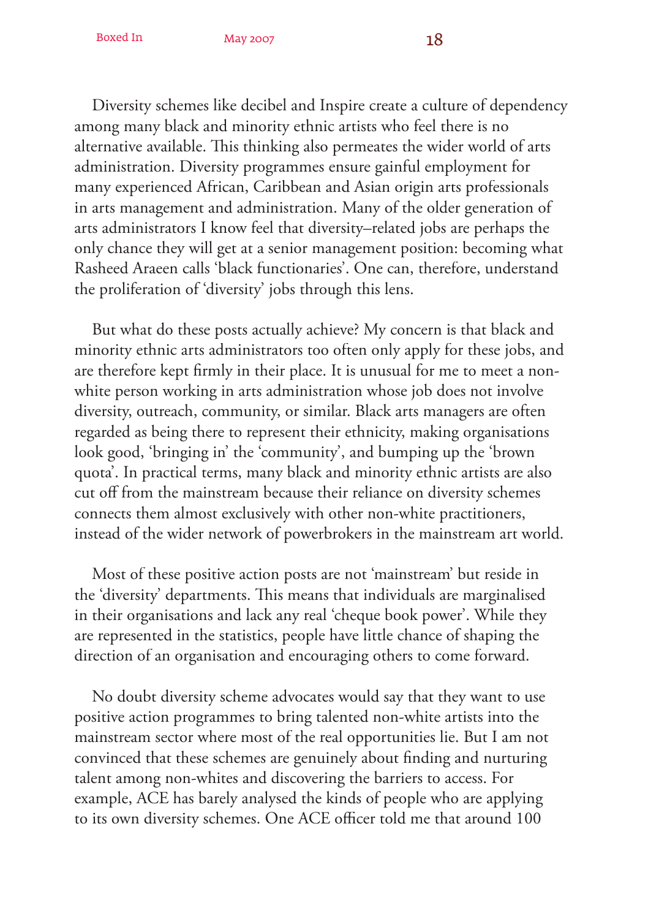Diversity schemes like decibel and Inspire create a culture of dependency among many black and minority ethnic artists who feel there is no alternative available. This thinking also permeates the wider world of arts administration. Diversity programmes ensure gainful employment for many experienced African, Caribbean and Asian origin arts professionals in arts management and administration. Many of the older generation of arts administrators I know feel that diversity–related jobs are perhaps the only chance they will get at a senior management position: becoming what Rasheed Araeen calls 'black functionaries'. One can, therefore, understand the proliferation of 'diversity' jobs through this lens.

But what do these posts actually achieve? My concern is that black and minority ethnic arts administrators too often only apply for these jobs, and are therefore kept firmly in their place. It is unusual for me to meet a non-white person working in arts administration whose job does not involve diversity, outreach, community, or similar. Black arts managers are often regarded as being there to represent their ethnicity, making organisations look good, 'bringing in' the 'community', and bumping up the 'brown quota'. In practical terms, many black and minority ethnic artists are also cut off from the mainstream because their reliance on diversity schemes connects them almost exclusively with other non-white practitioners, instead of the wider network of powerbrokers in the mainstream art world.

Most of these positive action posts are not 'mainstream' but reside in the 'diversity' departments. This means that individuals are marginalised in their organisations and lack any real 'cheque book power'. While they are represented in the statistics, people have little chance of shaping the direction of an organisation and encouraging others to come forward.

No doubt diversity scheme advocates would say that they want to use positive action programmes to bring talented non-white artists into the mainstream sector where most of the real opportunities lie. But I am not convinced that these schemes are genuinely about finding and nurturing talent among non-whites and discovering the barriers to access. For example, ACE has barely analysed the kinds of people who are applying to its own diversity schemes. One ACE officer told me that around 100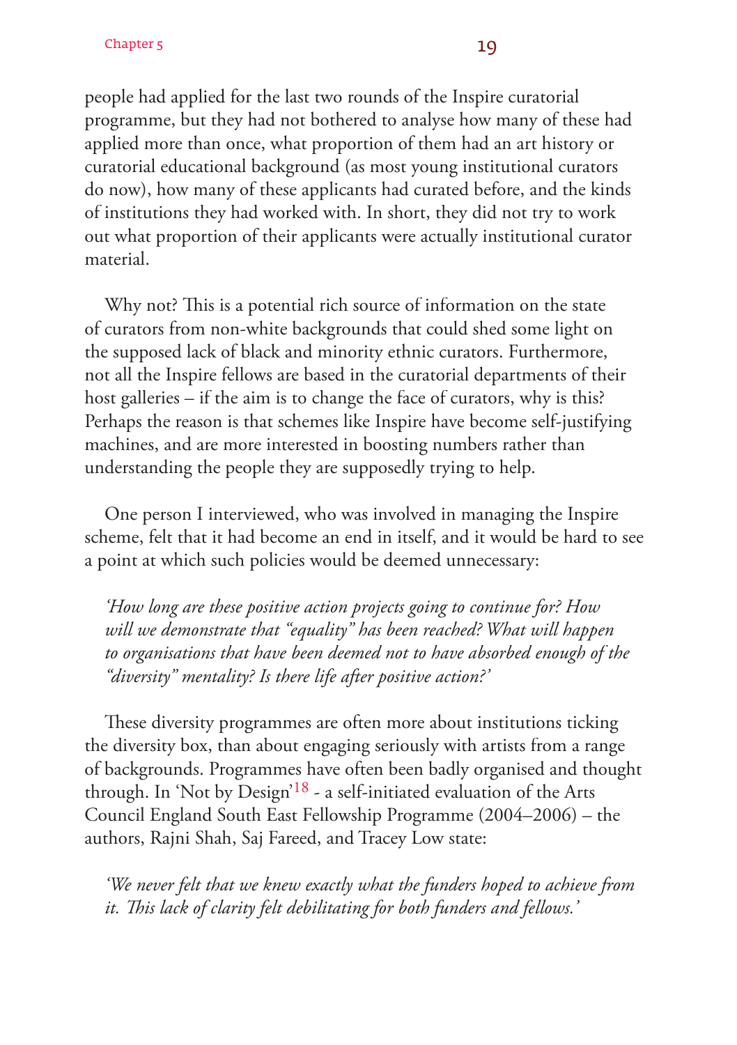people had applied for the last two rounds of the Inspire curatorial programme, but they had not bothered to analyse how many of these had applied more than once, what proportion of them had an art history or curatorial educational background (as most young institutional curators do now), how many of these applicants had curated before, and the kinds of institutions they had worked with. In short, they did not try to work out what proportion of their applicants were actually institutional curator material.

Why not? This is a potential rich source of information on the state of curators from non-white backgrounds that could shed some light on the supposed lack of black and minority ethnic curators. Furthermore, not all the Inspire fellows are based in the curatorial departments of their host galleries – if the aim is to change the face of curators, why is this? Perhaps the reason is that schemes like Inspire have become self-justifying machines, and are more interested in boosting numbers rather than understanding the people they are supposedly trying to help.

One person I interviewed, who was involved in managing the Inspire scheme, felt that it had become an end in itself, and it would be hard to see a point at which such policies would be deemed unnecessary:

*'How long are these positive action projects going to continue for? How will we demonstrate that "equality" has been reached? What will happen to organisations that have been deemed not to have absorbed enough of the "diversity" mentality? Is there life after positive action?'*

These diversity programmes are often more about institutions ticking the diversity box, than about engaging seriously with artists from a range of backgrounds. Programmes have often been badly organised and thought through. In 'Not by Design'[18] - a self-initiated evaluation of the Arts Council England South East Fellowship Programme (2004–2006) – the authors, Rajni Shah, Saj Fareed, and Tracey Low state:

*'We never felt that we knew exactly what the funders hoped to achieve from it. This lack of clarity felt debilitating for both funders and fellows.'*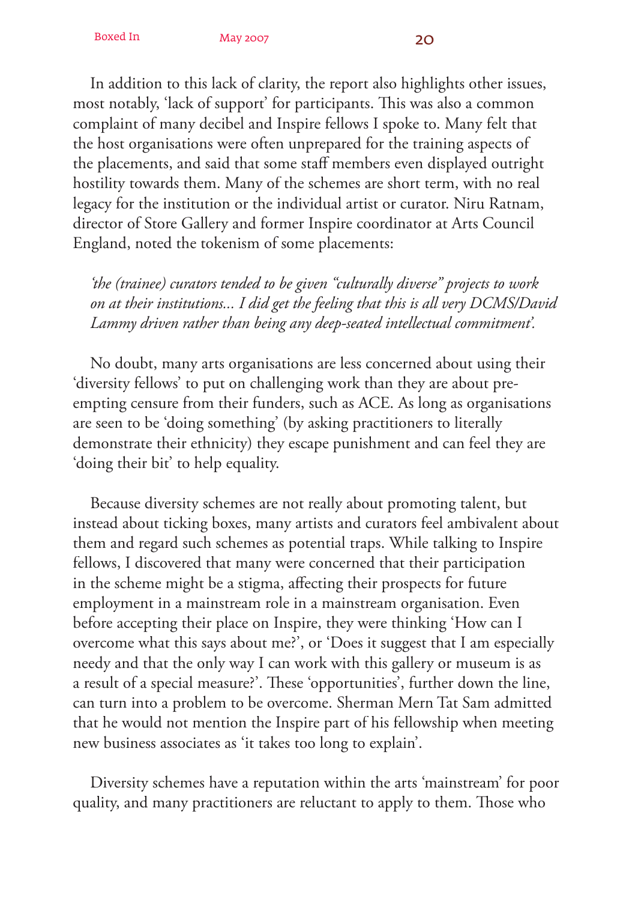In addition to this lack of clarity, the report also highlights other issues, most notably, 'lack of support' for participants. This was also a common complaint of many decibel and Inspire fellows I spoke to. Many felt that the host organisations were often unprepared for the training aspects of the placements, and said that some staff members even displayed outright hostility towards them. Many of the schemes are short term, with no real legacy for the institution or the individual artist or curator. Niru Ratnam, director of Store Gallery and former Inspire coordinator at Arts Council England, noted the tokenism of some placements:

*'the (trainee) curators tended to be given "culturally diverse" projects to work on at their institutions... I did get the feeling that this is all very DCMS/David Lammy driven rather than being any deep-seated intellectual commitment'.*

No doubt, many arts organisations are less concerned about using their 'diversity fellows' to put on challenging work than they are about pre-empting censure from their funders, such as ACE. As long as organisations are seen to be 'doing something' (by asking practitioners to literally demonstrate their ethnicity) they escape punishment and can feel they are 'doing their bit' to help equality.

Because diversity schemes are not really about promoting talent, but instead about ticking boxes, many artists and curators feel ambivalent about them and regard such schemes as potential traps. While talking to Inspire fellows, I discovered that many were concerned that their participation in the scheme might be a stigma, affecting their prospects for future employment in a mainstream role in a mainstream organisation. Even before accepting their place on Inspire, they were thinking 'How can I overcome what this says about me?', or 'Does it suggest that I am especially needy and that the only way I can work with this gallery or museum is as a result of a special measure?'. These 'opportunities', further down the line, can turn into a problem to be overcome. Sherman Mern Tat Sam admitted that he would not mention the Inspire part of his fellowship when meeting new business associates as 'it takes too long to explain'.

Diversity schemes have a reputation within the arts 'mainstream' for poor quality, and many practitioners are reluctant to apply to them. Those who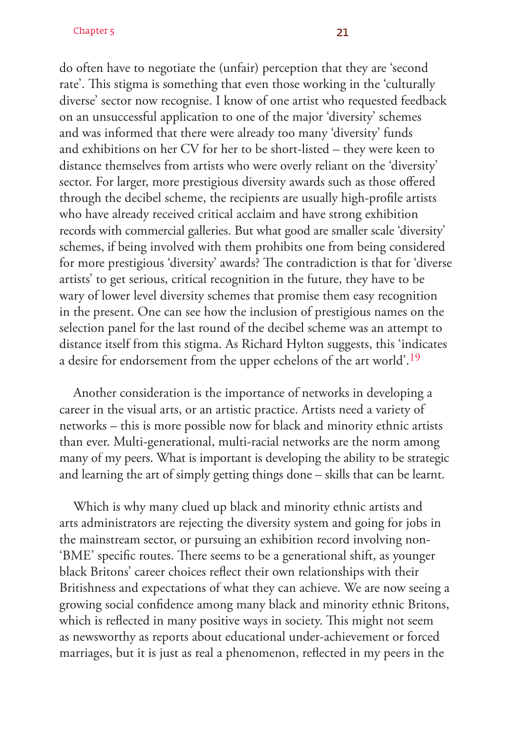do often have to negotiate the (unfair) perception that they are 'second rate'. This stigma is something that even those working in the 'culturally diverse' sector now recognise. I know of one artist who requested feedback on an unsuccessful application to one of the major 'diversity' schemes and was informed that there were already too many 'diversity' funds and exhibitions on her CV for her to be short-listed – they were keen to distance themselves from artists who were overly reliant on the 'diversity' sector. For larger, more prestigious diversity awards such as those offered through the decibel scheme, the recipients are usually high-profile artists who have already received critical acclaim and have strong exhibition records with commercial galleries. But what good are smaller scale 'diversity' schemes, if being involved with them prohibits one from being considered for more prestigious 'diversity' awards? The contradiction is that for 'diverse artists' to get serious, critical recognition in the future, they have to be wary of lower level diversity schemes that promise them easy recognition in the present. One can see how the inclusion of prestigious names on the selection panel for the last round of the decibel scheme was an attempt to distance itself from this stigma. As Richard Hylton suggests, this 'indicates a desire for endorsement from the upper echelons of the art world'.[19]

Another consideration is the importance of networks in developing a career in the visual arts, or an artistic practice. Artists need a variety of networks – this is more possible now for black and minority ethnic artists than ever. Multi-generational, multi-racial networks are the norm among many of my peers. What is important is developing the ability to be strategic and learning the art of simply getting things done – skills that can be learnt.

Which is why many clued up black and minority ethnic artists and arts administrators are rejecting the diversity system and going for jobs in the mainstream sector, or pursuing an exhibition record involving non-'BME' specific routes. There seems to be a generational shift, as younger black Britons' career choices reflect their own relationships with their Britishness and expectations of what they can achieve. We are now seeing a growing social confidence among many black and minority ethnic Britons, which is reflected in many positive ways in society. This might not seem as newsworthy as reports about educational under-achievement or forced marriages, but it is just as real a phenomenon, reflected in my peers in the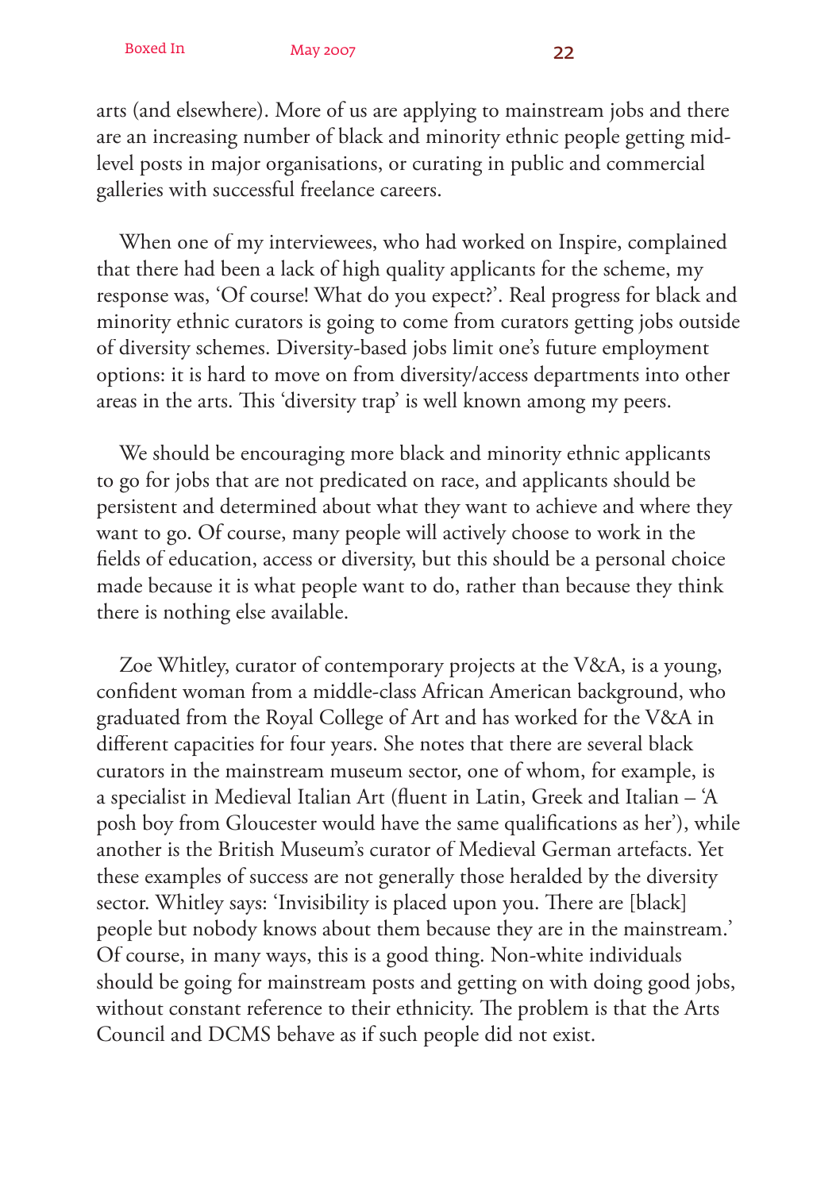arts (and elsewhere). More of us are applying to mainstream jobs and there are an increasing number of black and minority ethnic people getting mid-level posts in major organisations, or curating in public and commercial galleries with successful freelance careers.

When one of my interviewees, who had worked on Inspire, complained that there had been a lack of high quality applicants for the scheme, my response was, 'Of course! What do you expect?'. Real progress for black and minority ethnic curators is going to come from curators getting jobs outside of diversity schemes. Diversity-based jobs limit one's future employment options: it is hard to move on from diversity/access departments into other areas in the arts. This 'diversity trap' is well known among my peers.

We should be encouraging more black and minority ethnic applicants to go for jobs that are not predicated on race, and applicants should be persistent and determined about what they want to achieve and where they want to go. Of course, many people will actively choose to work in the fields of education, access or diversity, but this should be a personal choice made because it is what people want to do, rather than because they think there is nothing else available.

Zoe Whitley, curator of contemporary projects at the V&A, is a young, confident woman from a middle-class African American background, who graduated from the Royal College of Art and has worked for the V&A in different capacities for four years. She notes that there are several black curators in the mainstream museum sector, one of whom, for example, is a specialist in Medieval Italian Art (fluent in Latin, Greek and Italian – 'A posh boy from Gloucester would have the same qualifications as her'), while another is the British Museum's curator of Medieval German artefacts. Yet these examples of success are not generally those heralded by the diversity sector. Whitley says: 'Invisibility is placed upon you. There are [black] people but nobody knows about them because they are in the mainstream.' Of course, in many ways, this is a good thing. Non-white individuals should be going for mainstream posts and getting on with doing good jobs, without constant reference to their ethnicity. The problem is that the Arts Council and DCMS behave as if such people did not exist.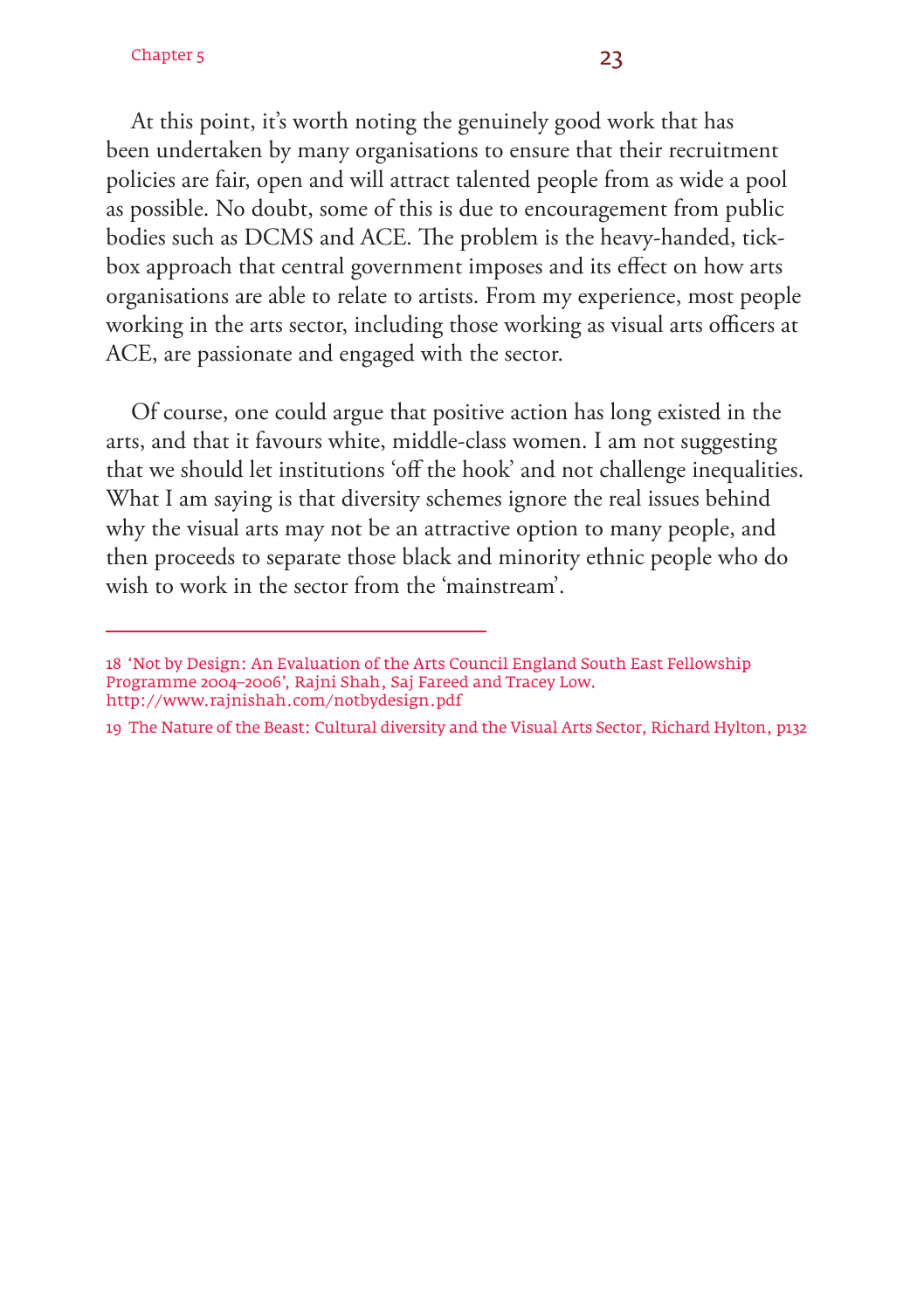At this point, it's worth noting the genuinely good work that has been undertaken by many organisations to ensure that their recruitment policies are fair, open and will attract talented people from as wide a pool as possible. No doubt, some of this is due to encouragement from public bodies such as DCMS and ACE. The problem is the heavy-handed, tick-box approach that central government imposes and its effect on how arts organisations are able to relate to artists. From my experience, most people working in the arts sector, including those working as visual arts officers at ACE, are passionate and engaged with the sector.

Of course, one could argue that positive action has long existed in the arts, and that it favours white, middle-class women. I am not suggesting that we should let institutions 'off the hook' and not challenge inequalities. What I am saying is that diversity schemes ignore the real issues behind why the visual arts may not be an attractive option to many people, and then proceeds to separate those black and minority ethnic people who do wish to work in the sector from the 'mainstream'.

---

18 'Not by Design: An Evaluation of the Arts Council England South East Fellowship Programme 2004–2006', Rajni Shah, Saj Fareed and Tracey Low. http://www.rajnishah.com/notbydesign.pdf

19 The Nature of the Beast: Cultural diversity and the Visual Arts Sector, Richard Hylton, p132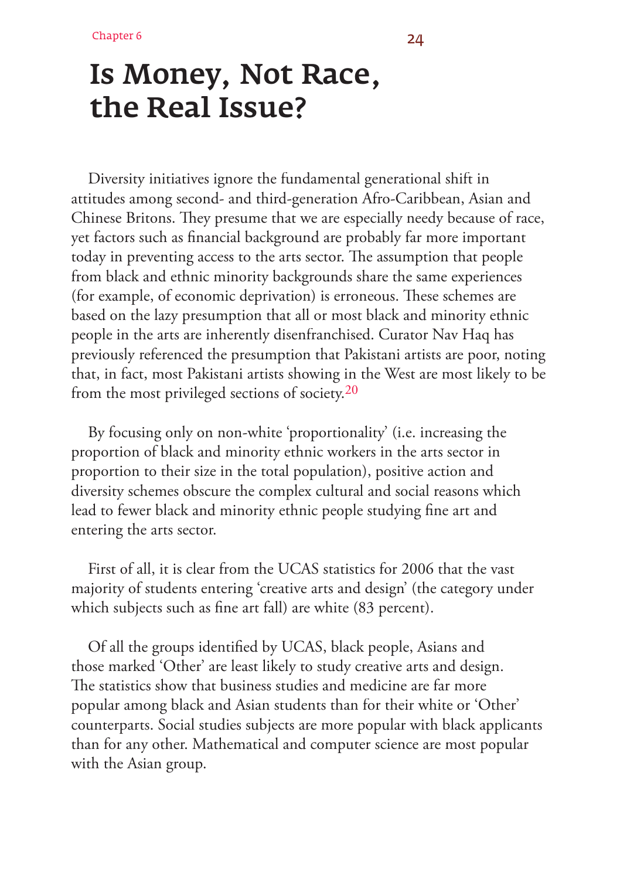Chapter 6

# Is Money, Not Race, the Real Issue?

Diversity initiatives ignore the fundamental generational shift in attitudes among second- and third-generation Afro-Caribbean, Asian and Chinese Britons. They presume that we are especially needy because of race, yet factors such as financial background are probably far more important today in preventing access to the arts sector. The assumption that people from black and ethnic minority backgrounds share the same experiences (for example, of economic deprivation) is erroneous. These schemes are based on the lazy presumption that all or most black and minority ethnic people in the arts are inherently disenfranchised. Curator Nav Haq has previously referenced the presumption that Pakistani artists are poor, noting that, in fact, most Pakistani artists showing in the West are most likely to be from the most privileged sections of society.[20]

By focusing only on non-white 'proportionality' (i.e. increasing the proportion of black and minority ethnic workers in the arts sector in proportion to their size in the total population), positive action and diversity schemes obscure the complex cultural and social reasons which lead to fewer black and minority ethnic people studying fine art and entering the arts sector.

First of all, it is clear from the UCAS statistics for 2006 that the vast majority of students entering 'creative arts and design' (the category under which subjects such as fine art fall) are white (83 percent).

Of all the groups identified by UCAS, black people, Asians and those marked 'Other' are least likely to study creative arts and design. The statistics show that business studies and medicine are far more popular among black and Asian students than for their white or 'Other' counterparts. Social studies subjects are more popular with black applicants than for any other. Mathematical and computer science are most popular with the Asian group.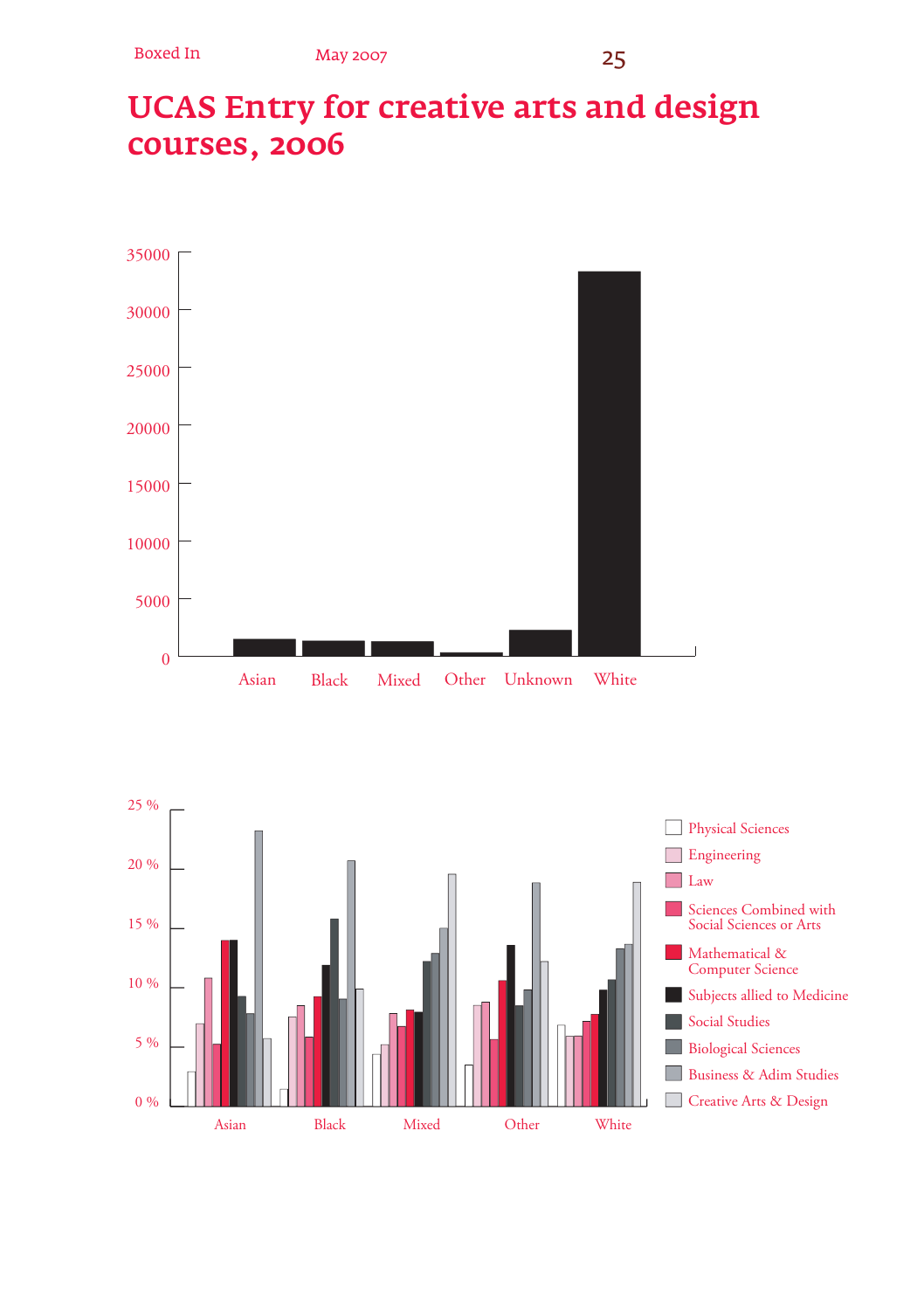# UCAS Entry for creative arts and design courses, 2006

35000
30000
25000
20000
15000
10000
5000
0

Asian Black Mixed Other Unknown White

25 %
20 %
15 %
10 %
5 %
0 %

Asian Black Mixed Other White

- Physical Sciences
- Engineering
- Law
- Sciences Combined with Social Sciences or Arts
- Mathematical & Computer Science
- Subjects allied to Medicine
- Social Studies
- Biological Sciences
- Business & Adim Studies
- Creative Arts & Design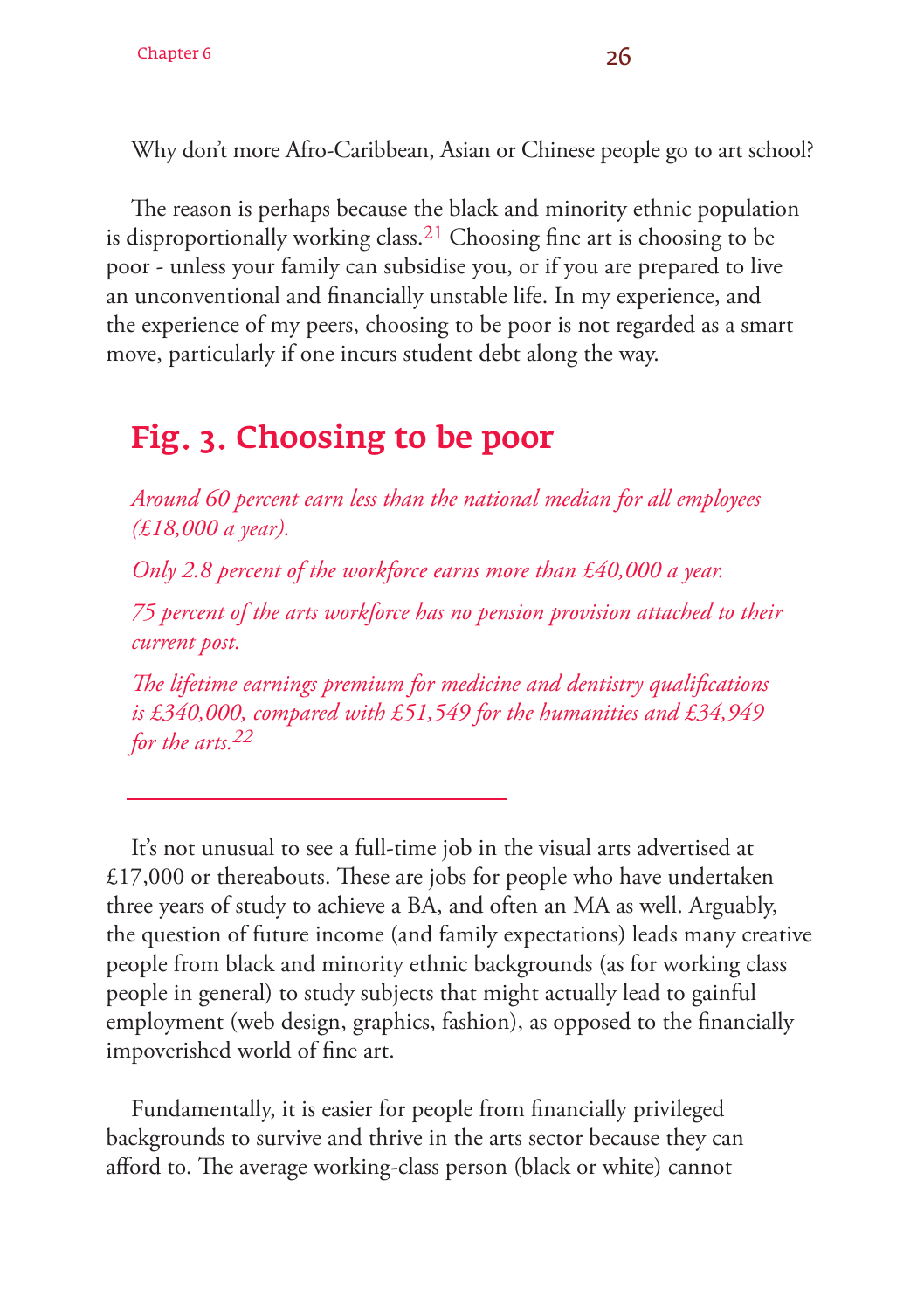Why don't more Afro-Caribbean, Asian or Chinese people go to art school?

The reason is perhaps because the black and minority ethnic population is disproportionally working class.[21] Choosing fine art is choosing to be poor - unless your family can subsidise you, or if you are prepared to live an unconventional and financially unstable life. In my experience, and the experience of my peers, choosing to be poor is not regarded as a smart move, particularly if one incurs student debt along the way.

## Fig. 3. Choosing to be poor

*Around 60 percent earn less than the national median for all employees (£18,000 a year).*

*Only 2.8 percent of the workforce earns more than £40,000 a year.*

*75 percent of the arts workforce has no pension provision attached to their current post.*

*The lifetime earnings premium for medicine and dentistry qualifications is £340,000, compared with £51,549 for the humanities and £34,949 for the arts.*[22]

---

It's not unusual to see a full-time job in the visual arts advertised at £17,000 or thereabouts. These are jobs for people who have undertaken three years of study to achieve a BA, and often an MA as well. Arguably, the question of future income (and family expectations) leads many creative people from black and minority ethnic backgrounds (as for working class people in general) to study subjects that might actually lead to gainful employment (web design, graphics, fashion), as opposed to the financially impoverished world of fine art.

Fundamentally, it is easier for people from financially privileged backgrounds to survive and thrive in the arts sector because they can afford to. The average working-class person (black or white) cannot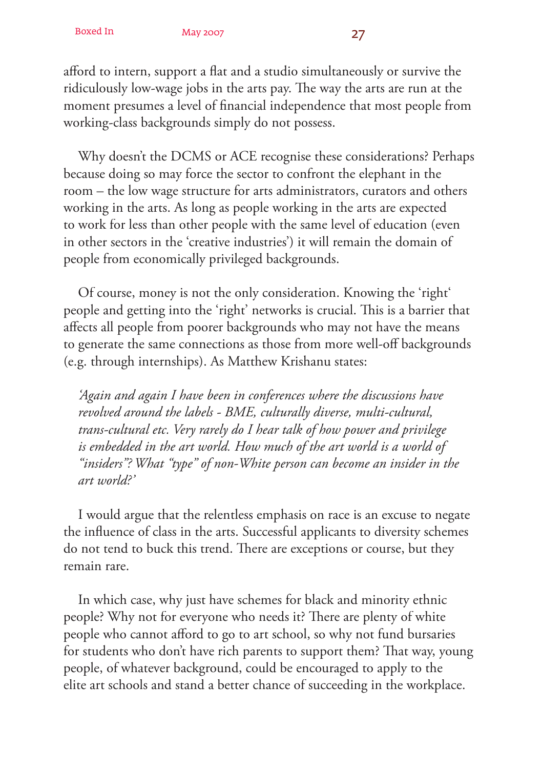afford to intern, support a flat and a studio simultaneously or survive the ridiculously low-wage jobs in the arts pay. The way the arts are run at the moment presumes a level of financial independence that most people from working-class backgrounds simply do not possess.

Why doesn't the DCMS or ACE recognise these considerations? Perhaps because doing so may force the sector to confront the elephant in the room – the low wage structure for arts administrators, curators and others working in the arts. As long as people working in the arts are expected to work for less than other people with the same level of education (even in other sectors in the 'creative industries') it will remain the domain of people from economically privileged backgrounds.

Of course, money is not the only consideration. Knowing the 'right' people and getting into the 'right' networks is crucial. This is a barrier that affects all people from poorer backgrounds who may not have the means to generate the same connections as those from more well-off backgrounds (e.g. through internships). As Matthew Krishanu states:

> *'Again and again I have been in conferences where the discussions have revolved around the labels - BME, culturally diverse, multi-cultural, trans-cultural etc. Very rarely do I hear talk of how power and privilege is embedded in the art world. How much of the art world is a world of "insiders"? What "type" of non-White person can become an insider in the art world?'*

I would argue that the relentless emphasis on race is an excuse to negate the influence of class in the arts. Successful applicants to diversity schemes do not tend to buck this trend. There are exceptions or course, but they remain rare.

In which case, why just have schemes for black and minority ethnic people? Why not for everyone who needs it? There are plenty of white people who cannot afford to go to art school, so why not fund bursaries for students who don't have rich parents to support them? That way, young people, of whatever background, could be encouraged to apply to the elite art schools and stand a better chance of succeeding in the workplace.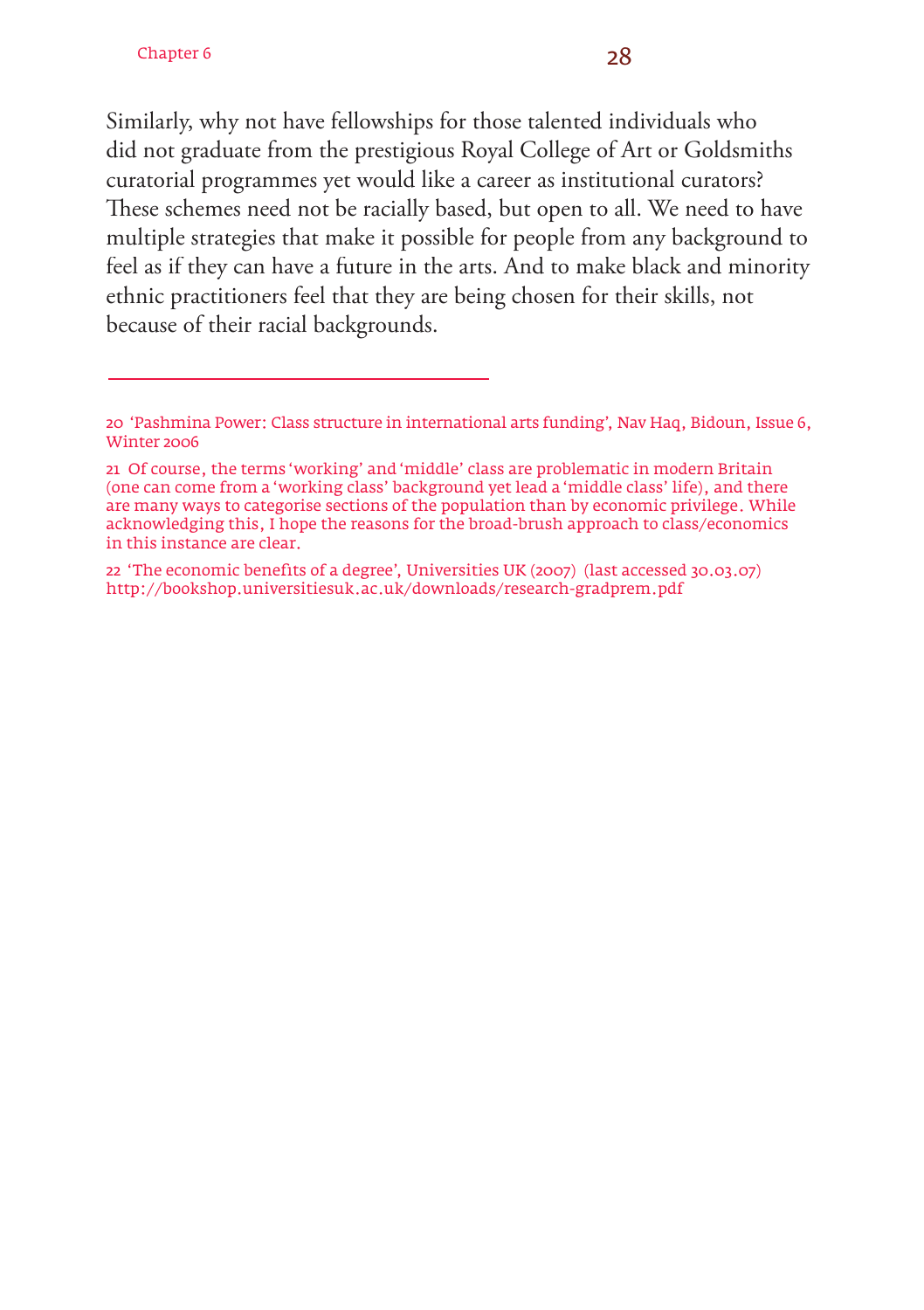Similarly, why not have fellowships for those talented individuals who did not graduate from the prestigious Royal College of Art or Goldsmiths curatorial programmes yet would like a career as institutional curators? These schemes need not be racially based, but open to all. We need to have multiple strategies that make it possible for people from any background to feel as if they can have a future in the arts. And to make black and minority ethnic practitioners feel that they are being chosen for their skills, not because of their racial backgrounds.

---

20 'Pashmina Power: Class structure in international arts funding', Nav Haq, Bidoun, Issue 6, Winter 2006

21 Of course, the terms 'working' and 'middle' class are problematic in modern Britain (one can come from a 'working class' background yet lead a 'middle class' life), and there are many ways to categorise sections of the population than by economic privilege. While acknowledging this, I hope the reasons for the broad-brush approach to class/economics in this instance are clear.

22 'The economic benefits of a degree', Universities UK (2007) (last accessed 30.03.07) http://bookshop.universitiesuk.ac.uk/downloads/research-gradprem.pdf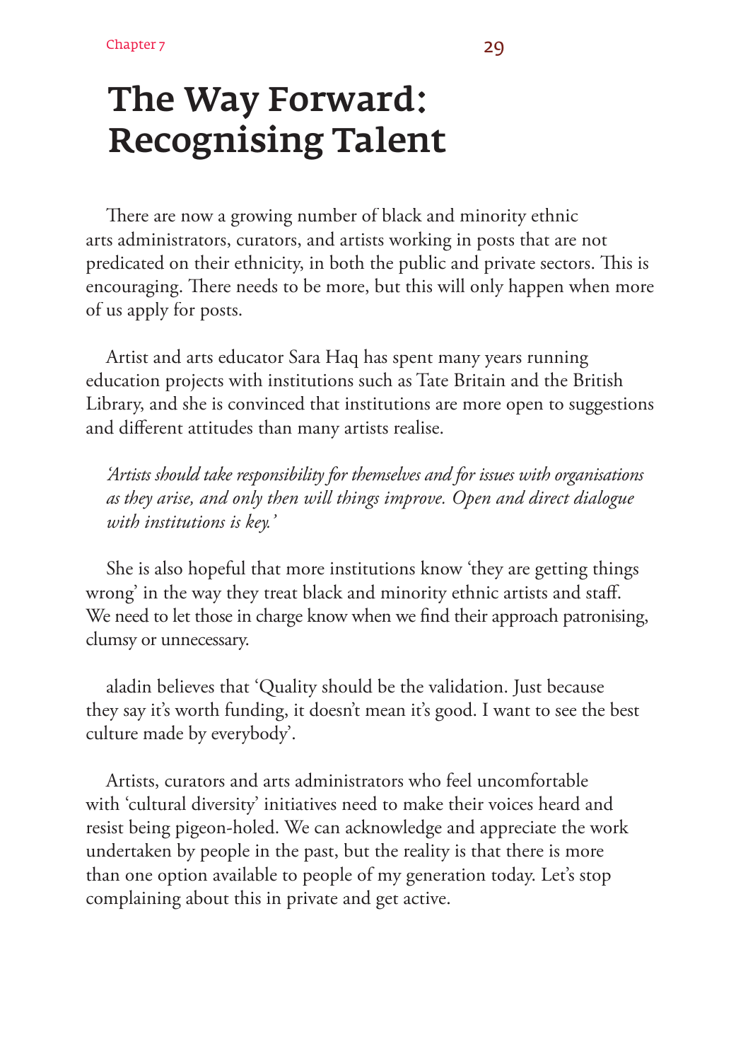# The Way Forward: Recognising Talent

There are now a growing number of black and minority ethnic arts administrators, curators, and artists working in posts that are not predicated on their ethnicity, in both the public and private sectors. This is encouraging. There needs to be more, but this will only happen when more of us apply for posts.

Artist and arts educator Sara Haq has spent many years running education projects with institutions such as Tate Britain and the British Library, and she is convinced that institutions are more open to suggestions and different attitudes than many artists realise.

> *'Artists should take responsibility for themselves and for issues with organisations as they arise, and only then will things improve. Open and direct dialogue with institutions is key.'*

She is also hopeful that more institutions know 'they are getting things wrong' in the way they treat black and minority ethnic artists and staff. We need to let those in charge know when we find their approach patronising, clumsy or unnecessary.

aladin believes that 'Quality should be the validation. Just because they say it's worth funding, it doesn't mean it's good. I want to see the best culture made by everybody'.

Artists, curators and arts administrators who feel uncomfortable with 'cultural diversity' initiatives need to make their voices heard and resist being pigeon-holed. We can acknowledge and appreciate the work undertaken by people in the past, but the reality is that there is more than one option available to people of my generation today. Let's stop complaining about this in private and get active.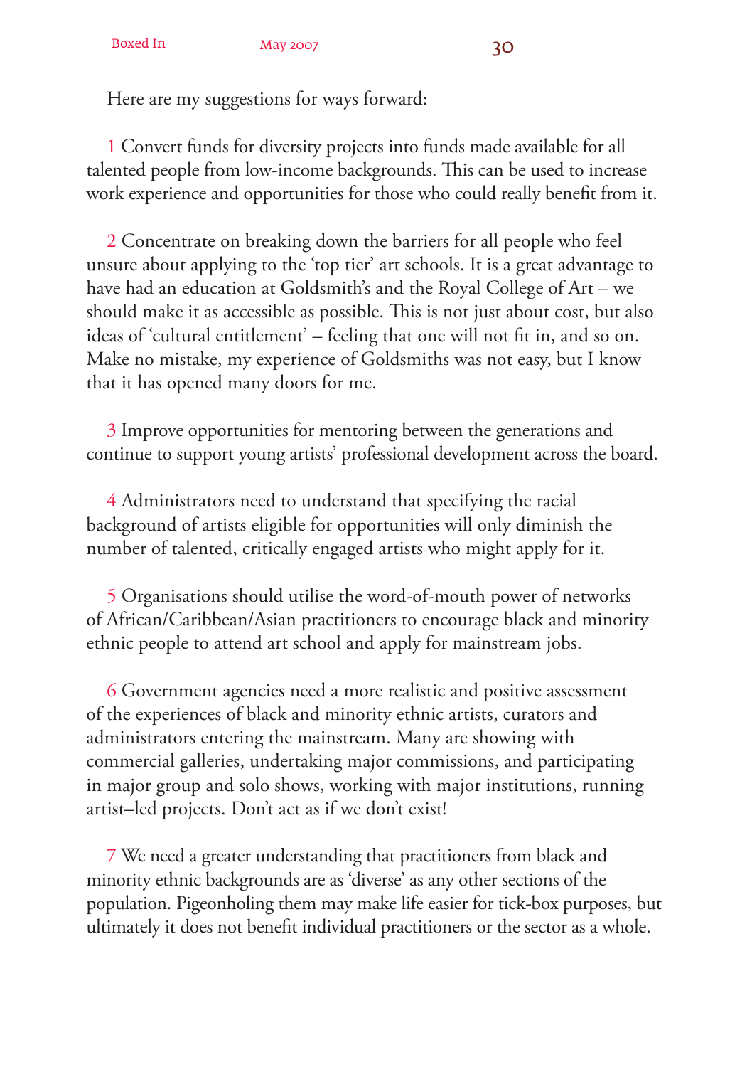Here are my suggestions for ways forward:

1 Convert funds for diversity projects into funds made available for all talented people from low-income backgrounds. This can be used to increase work experience and opportunities for those who could really benefit from it.

2 Concentrate on breaking down the barriers for all people who feel unsure about applying to the 'top tier' art schools. It is a great advantage to have had an education at Goldsmith's and the Royal College of Art – we should make it as accessible as possible. This is not just about cost, but also ideas of 'cultural entitlement' – feeling that one will not fit in, and so on. Make no mistake, my experience of Goldsmiths was not easy, but I know that it has opened many doors for me.

3 Improve opportunities for mentoring between the generations and continue to support young artists' professional development across the board.

4 Administrators need to understand that specifying the racial background of artists eligible for opportunities will only diminish the number of talented, critically engaged artists who might apply for it.

5 Organisations should utilise the word-of-mouth power of networks of African/Caribbean/Asian practitioners to encourage black and minority ethnic people to attend art school and apply for mainstream jobs.

6 Government agencies need a more realistic and positive assessment of the experiences of black and minority ethnic artists, curators and administrators entering the mainstream. Many are showing with commercial galleries, undertaking major commissions, and participating in major group and solo shows, working with major institutions, running artist–led projects. Don't act as if we don't exist!

7 We need a greater understanding that practitioners from black and minority ethnic backgrounds are as 'diverse' as any other sections of the population. Pigeonholing them may make life easier for tick-box purposes, but ultimately it does not benefit individual practitioners or the sector as a whole.